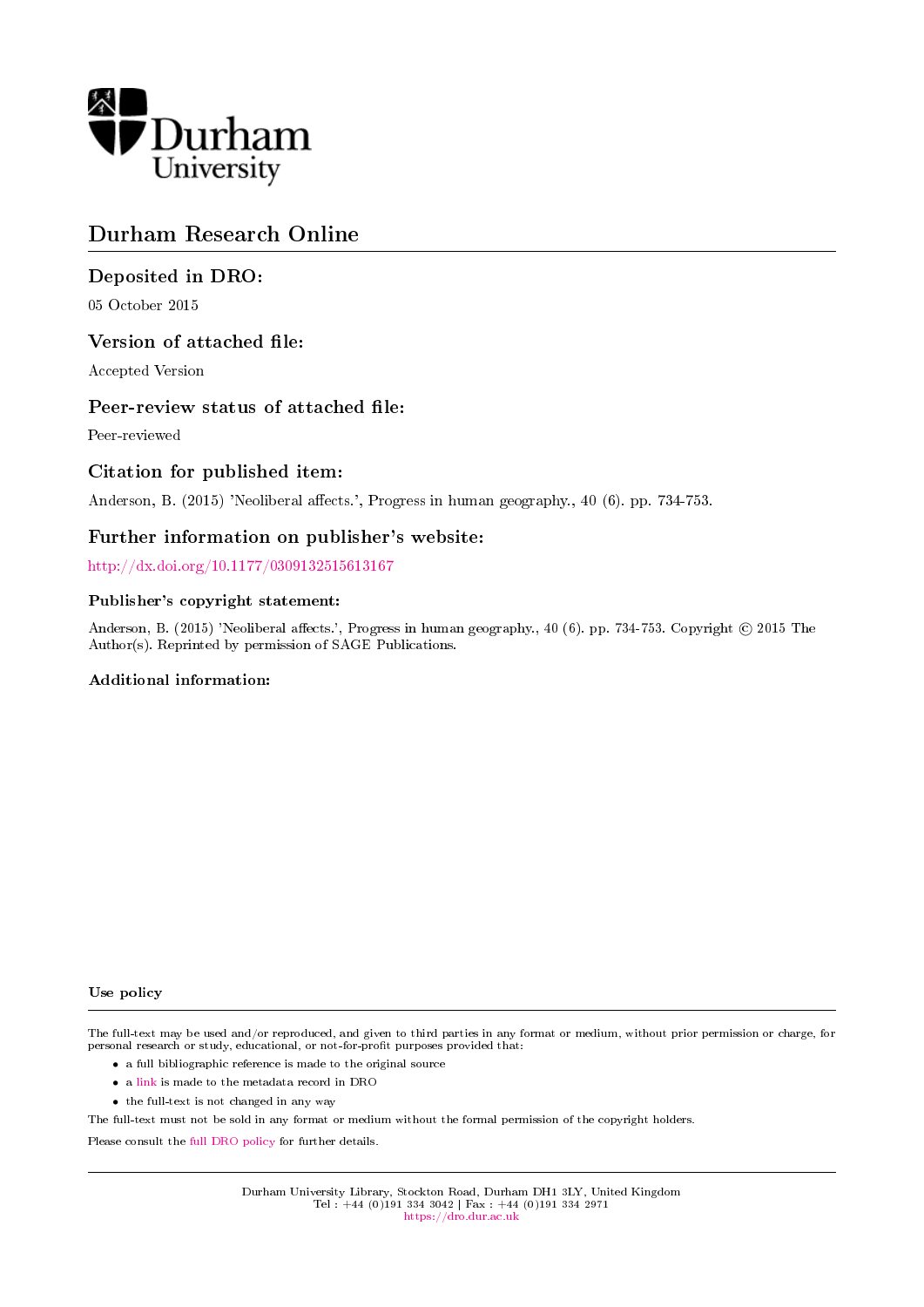Durham University

# Durham Research Online

## Deposited in DRO:

05 October 2015

## Version of attached file:

Accepted Version

## Peer-review status of attached file:

Peer-reviewed

## Citation for published item:

Anderson, B. (2015) 'Neoliberal affects.', Progress in human geography., 40 (6). pp. 734-753.

## Further information on publisher's website:

http://dx.doi.org/10.1177/0309132515613167

### Publisher's copyright statement:

Anderson, B. (2015) 'Neoliberal affects.', Progress in human geography., 40 (6). pp. 734-753. Copyright © 2015 The Author(s). Reprinted by permission of SAGE Publications.

### Additional information:

### Use policy

The full-text may be used and/or reproduced, and given to third parties in any format or medium, without prior permission or charge, for personal research or study, educational, or not-for-profit purposes provided that:

- a full bibliographic reference is made to the original source
- a link is made to the metadata record in DRO
- the full-text is not changed in any way

The full-text must not be sold in any format or medium without the formal permission of the copyright holders.

Please consult the full DRO policy for further details.

Durham University Library, Stockton Road, Durham DH1 3LY, United Kingdom
Tel : +44 (0)191 334 3042 | Fax : +44 (0)191 334 2971
https://dro.dur.ac.uk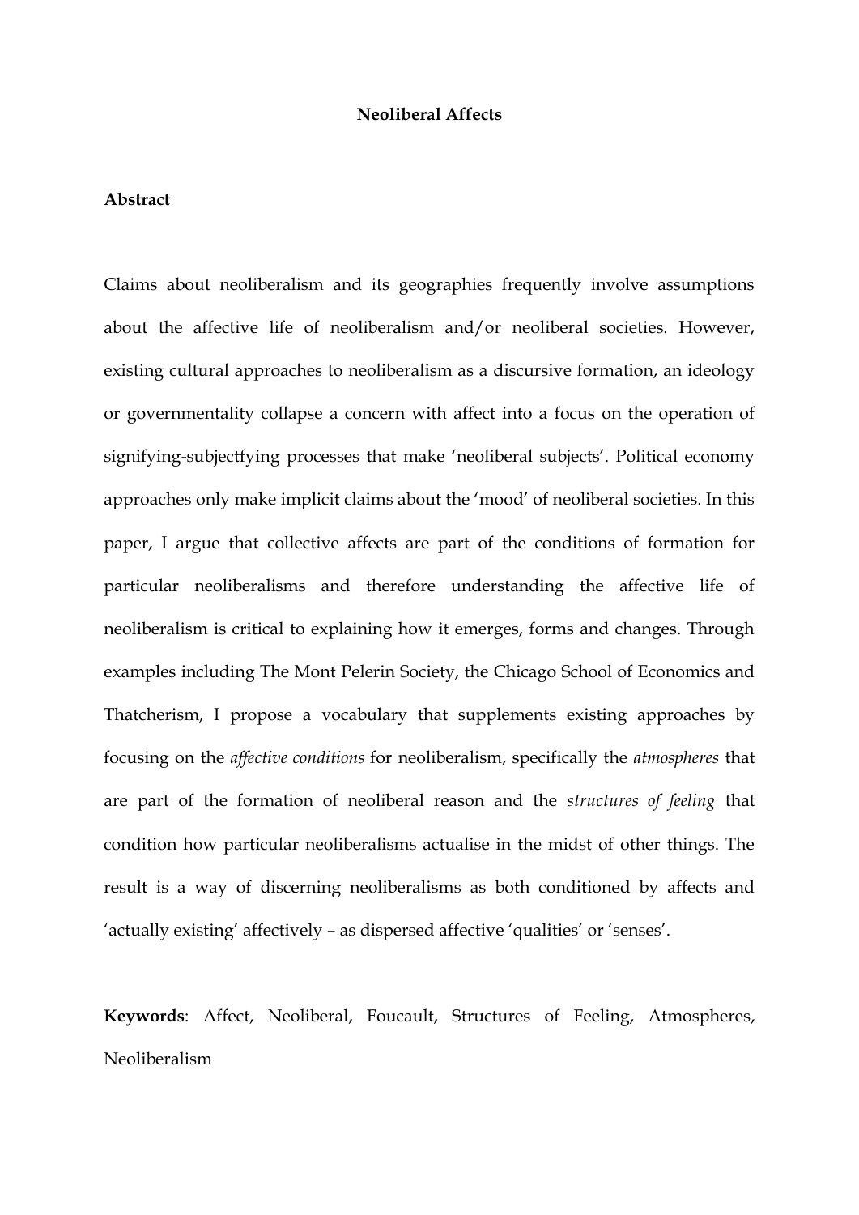**Neoliberal Affects**

**Abstract**

Claims about neoliberalism and its geographies frequently involve assumptions about the affective life of neoliberalism and/or neoliberal societies. However, existing cultural approaches to neoliberalism as a discursive formation, an ideology or governmentality collapse a concern with affect into a focus on the operation of signifying-subjectfying processes that make 'neoliberal subjects'. Political economy approaches only make implicit claims about the 'mood' of neoliberal societies. In this paper, I argue that collective affects are part of the conditions of formation for particular neoliberalisms and therefore understanding the affective life of neoliberalism is critical to explaining how it emerges, forms and changes. Through examples including The Mont Pelerin Society, the Chicago School of Economics and Thatcherism, I propose a vocabulary that supplements existing approaches by focusing on the *affective conditions* for neoliberalism, specifically the *atmospheres* that are part of the formation of neoliberal reason and the *structures of feeling* that condition how particular neoliberalisms actualise in the midst of other things. The result is a way of discerning neoliberalisms as both conditioned by affects and 'actually existing' affectively – as dispersed affective 'qualities' or 'senses'.

**Keywords**: Affect, Neoliberal, Foucault, Structures of Feeling, Atmospheres, Neoliberalism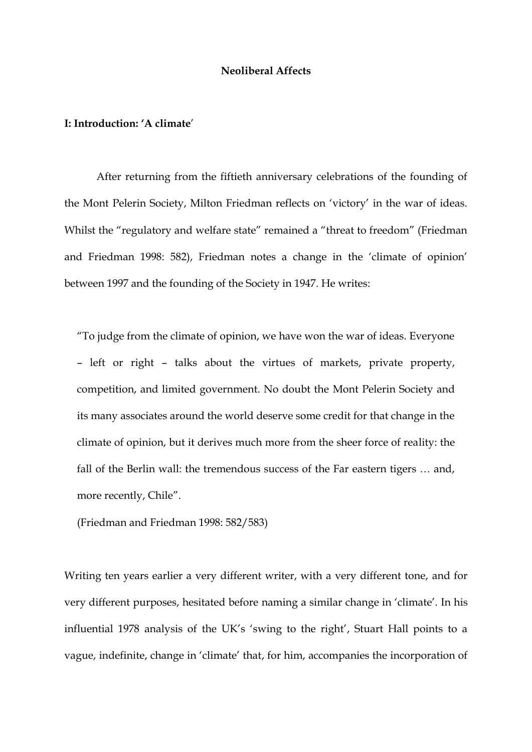**Neoliberal Affects**

**I: Introduction: 'A climate'**

After returning from the fiftieth anniversary celebrations of the founding of the Mont Pelerin Society, Milton Friedman reflects on 'victory' in the war of ideas. Whilst the "regulatory and welfare state" remained a "threat to freedom" (Friedman and Friedman 1998: 582), Friedman notes a change in the 'climate of opinion' between 1997 and the founding of the Society in 1947. He writes:

> "To judge from the climate of opinion, we have won the war of ideas. Everyone – left or right – talks about the virtues of markets, private property, competition, and limited government. No doubt the Mont Pelerin Society and its many associates around the world deserve some credit for that change in the climate of opinion, but it derives much more from the sheer force of reality: the fall of the Berlin wall: the tremendous success of the Far eastern tigers … and, more recently, Chile".
>
> (Friedman and Friedman 1998: 582/583)

Writing ten years earlier a very different writer, with a very different tone, and for very different purposes, hesitated before naming a similar change in 'climate'. In his influential 1978 analysis of the UK's 'swing to the right', Stuart Hall points to a vague, indefinite, change in 'climate' that, for him, accompanies the incorporation of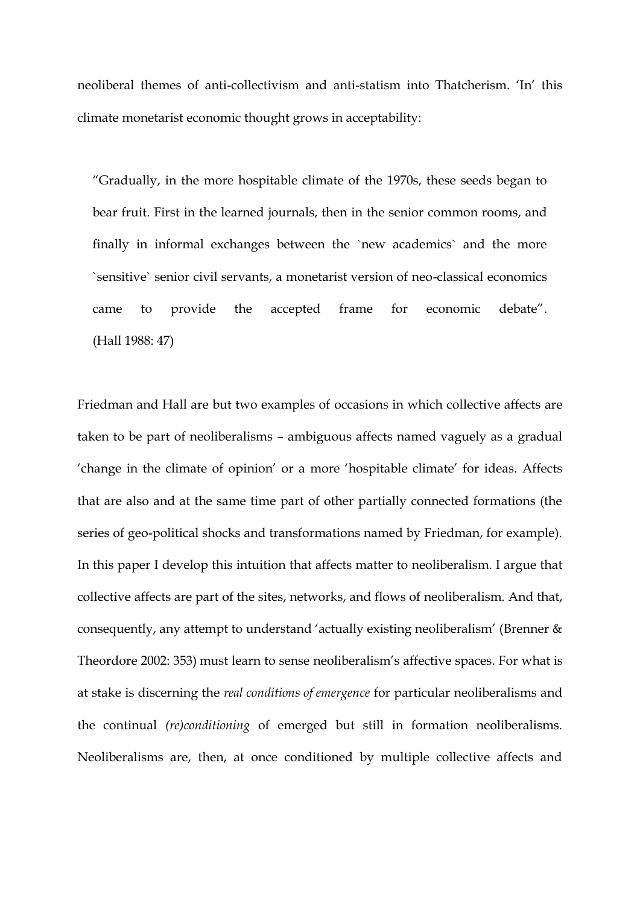neoliberal themes of anti-collectivism and anti-statism into Thatcherism. 'In' this climate monetarist economic thought grows in acceptability:

> "Gradually, in the more hospitable climate of the 1970s, these seeds began to bear fruit. First in the learned journals, then in the senior common rooms, and finally in informal exchanges between the `new academics` and the more `sensitive` senior civil servants, a monetarist version of neo-classical economics came to provide the accepted frame for economic debate". (Hall 1988: 47)

Friedman and Hall are but two examples of occasions in which collective affects are taken to be part of neoliberalisms – ambiguous affects named vaguely as a gradual 'change in the climate of opinion' or a more 'hospitable climate' for ideas. Affects that are also and at the same time part of other partially connected formations (the series of geo-political shocks and transformations named by Friedman, for example). In this paper I develop this intuition that affects matter to neoliberalism. I argue that collective affects are part of the sites, networks, and flows of neoliberalism. And that, consequently, any attempt to understand 'actually existing neoliberalism' (Brenner & Theordore 2002: 353) must learn to sense neoliberalism's affective spaces. For what is at stake is discerning the *real conditions of emergence* for particular neoliberalisms and the continual *(re)conditioning* of emerged but still in formation neoliberalisms. Neoliberalisms are, then, at once conditioned by multiple collective affects and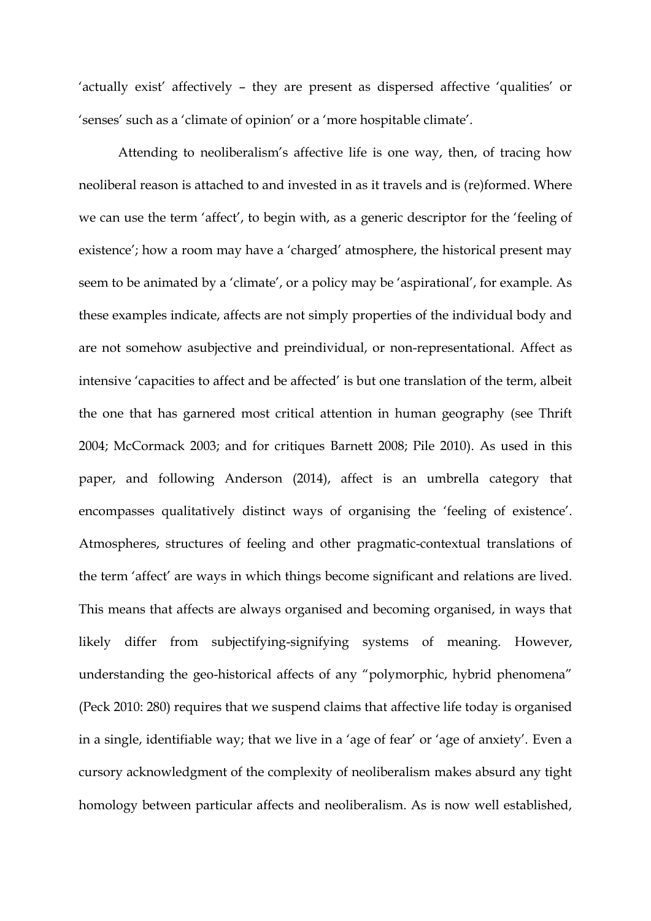'actually exist' affectively – they are present as dispersed affective 'qualities' or 'senses' such as a 'climate of opinion' or a 'more hospitable climate'.

Attending to neoliberalism's affective life is one way, then, of tracing how neoliberal reason is attached to and invested in as it travels and is (re)formed. Where we can use the term 'affect', to begin with, as a generic descriptor for the 'feeling of existence'; how a room may have a 'charged' atmosphere, the historical present may seem to be animated by a 'climate', or a policy may be 'aspirational', for example. As these examples indicate, affects are not simply properties of the individual body and are not somehow asubjective and preindividual, or non-representational. Affect as intensive 'capacities to affect and be affected' is but one translation of the term, albeit the one that has garnered most critical attention in human geography (see Thrift 2004; McCormack 2003; and for critiques Barnett 2008; Pile 2010). As used in this paper, and following Anderson (2014), affect is an umbrella category that encompasses qualitatively distinct ways of organising the 'feeling of existence'. Atmospheres, structures of feeling and other pragmatic-contextual translations of the term 'affect' are ways in which things become significant and relations are lived. This means that affects are always organised and becoming organised, in ways that likely differ from subjectifying-signifying systems of meaning. However, understanding the geo-historical affects of any "polymorphic, hybrid phenomena" (Peck 2010: 280) requires that we suspend claims that affective life today is organised in a single, identifiable way; that we live in a 'age of fear' or 'age of anxiety'. Even a cursory acknowledgment of the complexity of neoliberalism makes absurd any tight homology between particular affects and neoliberalism. As is now well established,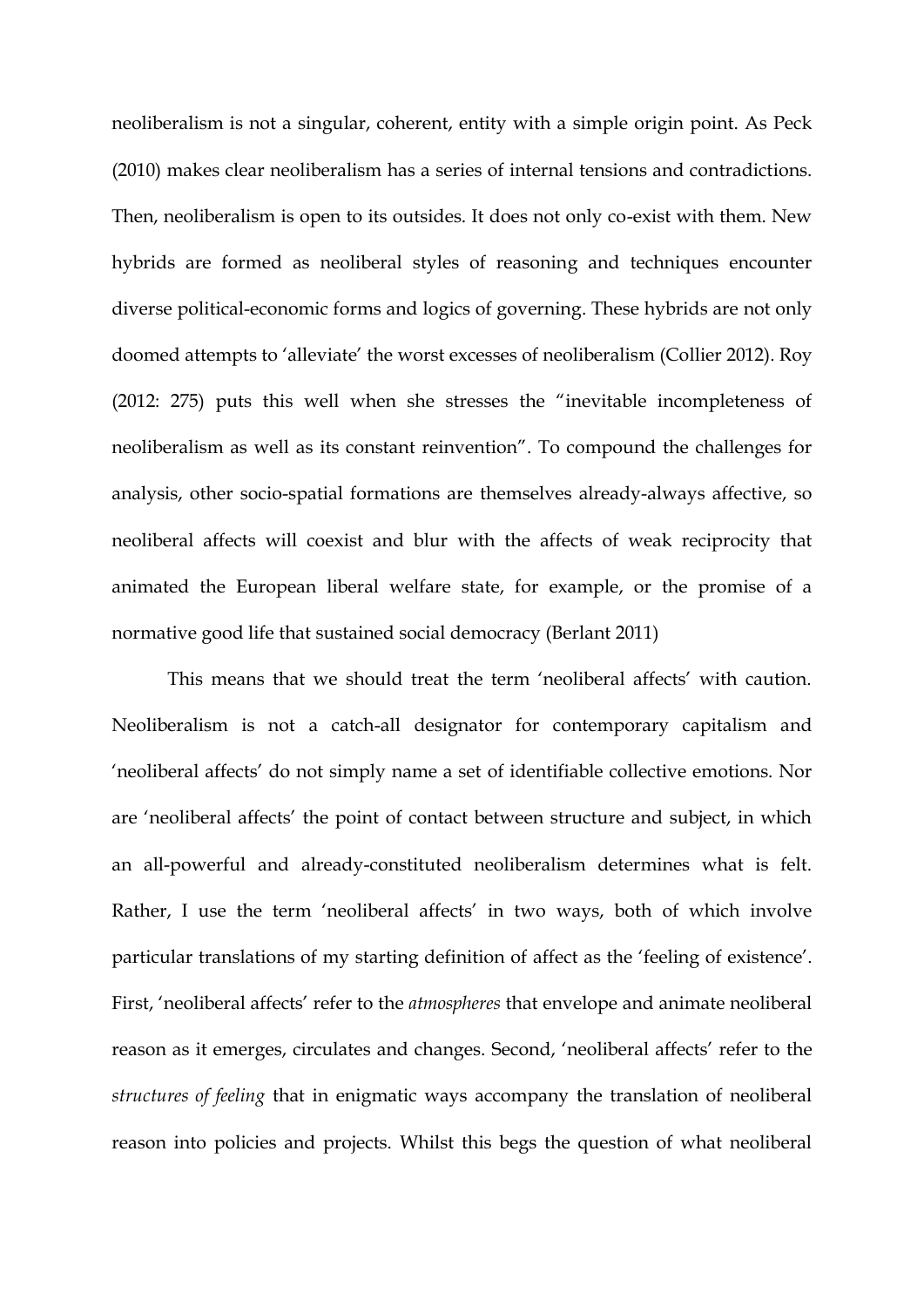neoliberalism is not a singular, coherent, entity with a simple origin point. As Peck (2010) makes clear neoliberalism has a series of internal tensions and contradictions. Then, neoliberalism is open to its outsides. It does not only co-exist with them. New hybrids are formed as neoliberal styles of reasoning and techniques encounter diverse political-economic forms and logics of governing. These hybrids are not only doomed attempts to 'alleviate' the worst excesses of neoliberalism (Collier 2012). Roy (2012: 275) puts this well when she stresses the "inevitable incompleteness of neoliberalism as well as its constant reinvention". To compound the challenges for analysis, other socio-spatial formations are themselves already-always affective, so neoliberal affects will coexist and blur with the affects of weak reciprocity that animated the European liberal welfare state, for example, or the promise of a normative good life that sustained social democracy (Berlant 2011)

This means that we should treat the term 'neoliberal affects' with caution. Neoliberalism is not a catch-all designator for contemporary capitalism and 'neoliberal affects' do not simply name a set of identifiable collective emotions. Nor are 'neoliberal affects' the point of contact between structure and subject, in which an all-powerful and already-constituted neoliberalism determines what is felt. Rather, I use the term 'neoliberal affects' in two ways, both of which involve particular translations of my starting definition of affect as the 'feeling of existence'. First, 'neoliberal affects' refer to the *atmospheres* that envelope and animate neoliberal reason as it emerges, circulates and changes. Second, 'neoliberal affects' refer to the *structures of feeling* that in enigmatic ways accompany the translation of neoliberal reason into policies and projects. Whilst this begs the question of what neoliberal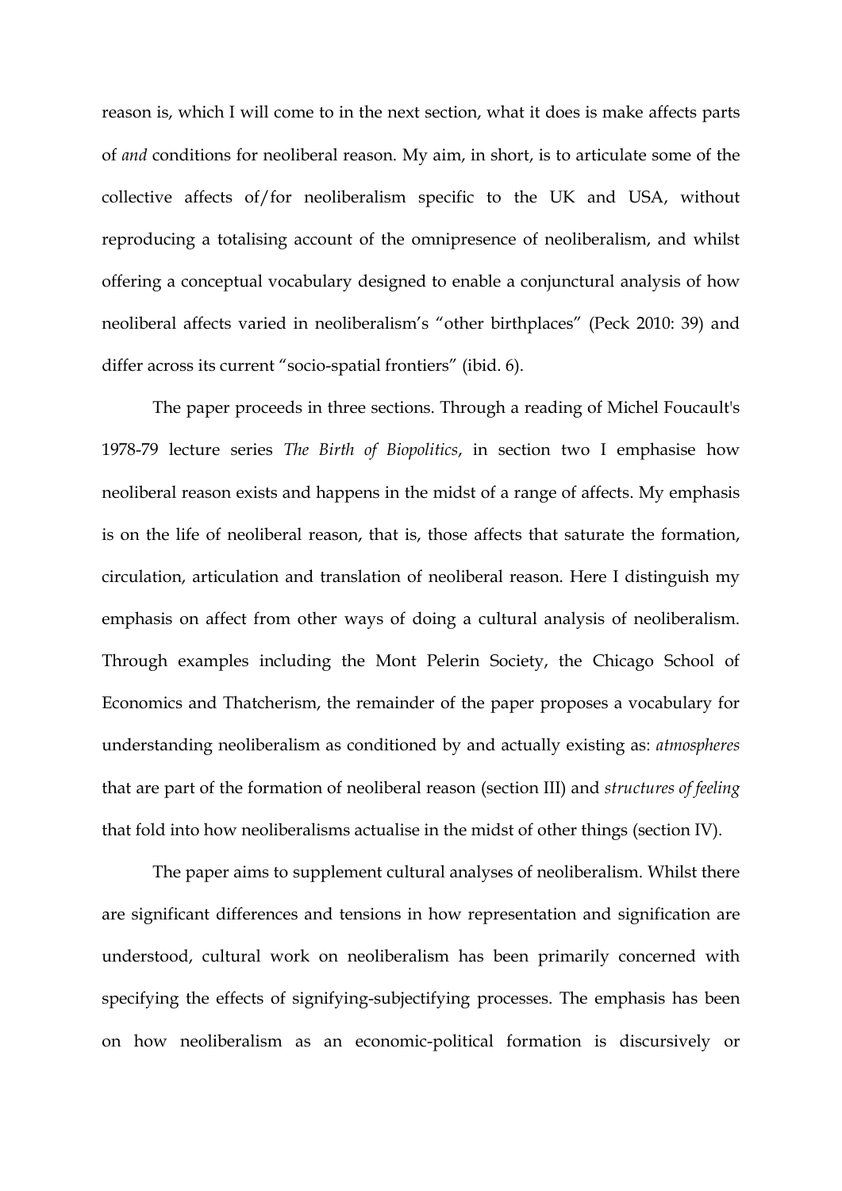reason is, which I will come to in the next section, what it does is make affects parts of *and* conditions for neoliberal reason. My aim, in short, is to articulate some of the collective affects of/for neoliberalism specific to the UK and USA, without reproducing a totalising account of the omnipresence of neoliberalism, and whilst offering a conceptual vocabulary designed to enable a conjunctural analysis of how neoliberal affects varied in neoliberalism's "other birthplaces" (Peck 2010: 39) and differ across its current "socio-spatial frontiers" (ibid. 6).

The paper proceeds in three sections. Through a reading of Michel Foucault's 1978-79 lecture series *The Birth of Biopolitics*, in section two I emphasise how neoliberal reason exists and happens in the midst of a range of affects. My emphasis is on the life of neoliberal reason, that is, those affects that saturate the formation, circulation, articulation and translation of neoliberal reason. Here I distinguish my emphasis on affect from other ways of doing a cultural analysis of neoliberalism. Through examples including the Mont Pelerin Society, the Chicago School of Economics and Thatcherism, the remainder of the paper proposes a vocabulary for understanding neoliberalism as conditioned by and actually existing as: *atmospheres* that are part of the formation of neoliberal reason (section III) and *structures of feeling* that fold into how neoliberalisms actualise in the midst of other things (section IV).

The paper aims to supplement cultural analyses of neoliberalism. Whilst there are significant differences and tensions in how representation and signification are understood, cultural work on neoliberalism has been primarily concerned with specifying the effects of signifying-subjectifying processes. The emphasis has been on how neoliberalism as an economic-political formation is discursively or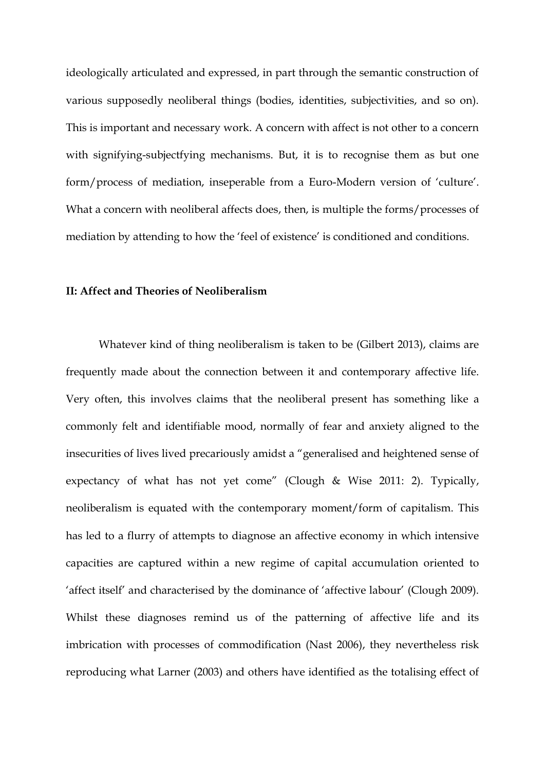ideologically articulated and expressed, in part through the semantic construction of various supposedly neoliberal things (bodies, identities, subjectivities, and so on). This is important and necessary work. A concern with affect is not other to a concern with signifying-subjectfying mechanisms. But, it is to recognise them as but one form/process of mediation, inseperable from a Euro-Modern version of 'culture'. What a concern with neoliberal affects does, then, is multiple the forms/processes of mediation by attending to how the 'feel of existence' is conditioned and conditions.

## II: Affect and Theories of Neoliberalism

Whatever kind of thing neoliberalism is taken to be (Gilbert 2013), claims are frequently made about the connection between it and contemporary affective life. Very often, this involves claims that the neoliberal present has something like a commonly felt and identifiable mood, normally of fear and anxiety aligned to the insecurities of lives lived precariously amidst a "generalised and heightened sense of expectancy of what has not yet come" (Clough & Wise 2011: 2). Typically, neoliberalism is equated with the contemporary moment/form of capitalism. This has led to a flurry of attempts to diagnose an affective economy in which intensive capacities are captured within a new regime of capital accumulation oriented to 'affect itself' and characterised by the dominance of 'affective labour' (Clough 2009). Whilst these diagnoses remind us of the patterning of affective life and its imbrication with processes of commodification (Nast 2006), they nevertheless risk reproducing what Larner (2003) and others have identified as the totalising effect of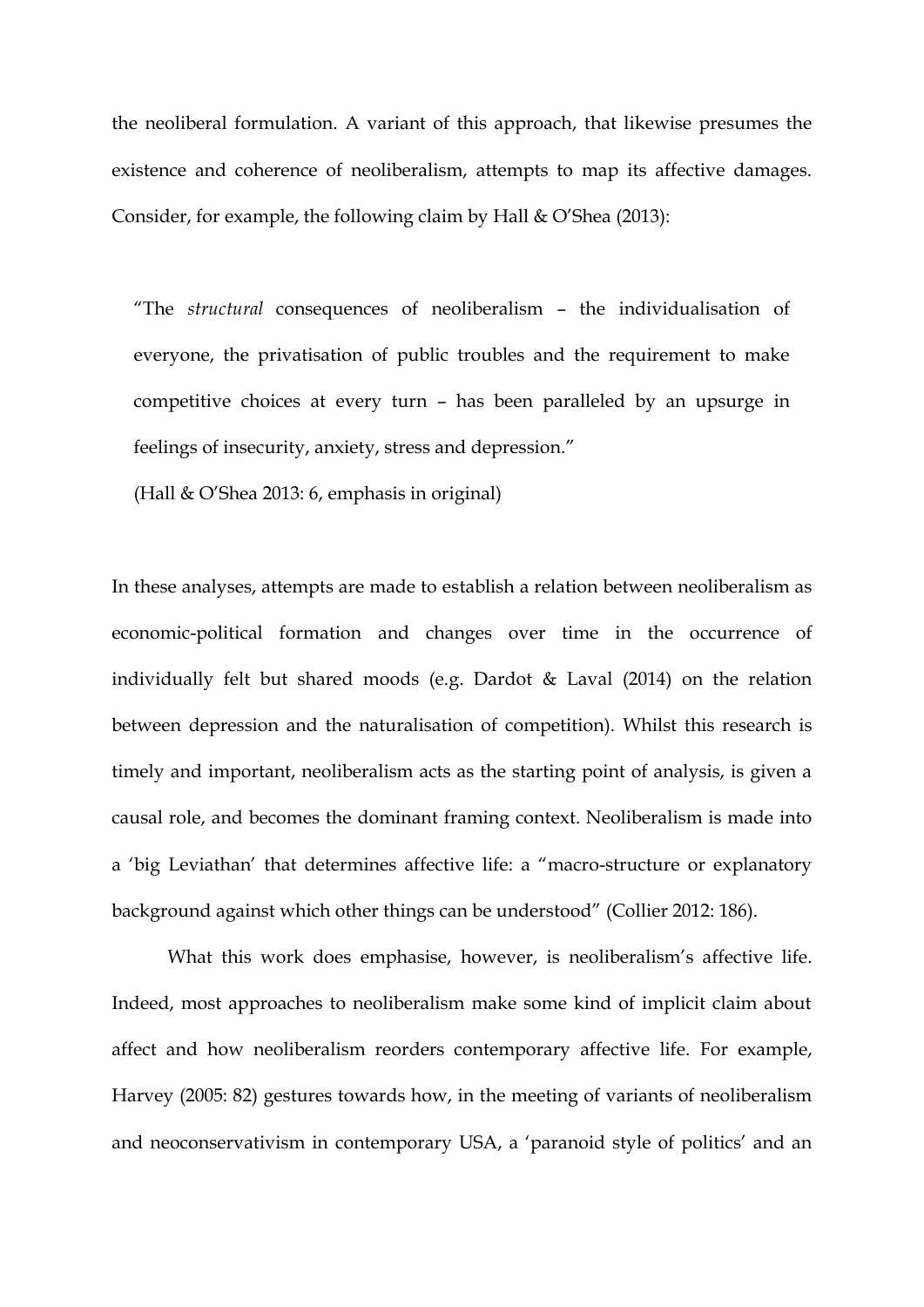the neoliberal formulation. A variant of this approach, that likewise presumes the existence and coherence of neoliberalism, attempts to map its affective damages. Consider, for example, the following claim by Hall & O'Shea (2013):

> "The *structural* consequences of neoliberalism – the individualisation of everyone, the privatisation of public troubles and the requirement to make competitive choices at every turn – has been paralleled by an upsurge in feelings of insecurity, anxiety, stress and depression."
>
> (Hall & O'Shea 2013: 6, emphasis in original)

In these analyses, attempts are made to establish a relation between neoliberalism as economic-political formation and changes over time in the occurrence of individually felt but shared moods (e.g. Dardot & Laval (2014) on the relation between depression and the naturalisation of competition). Whilst this research is timely and important, neoliberalism acts as the starting point of analysis, is given a causal role, and becomes the dominant framing context. Neoliberalism is made into a 'big Leviathan' that determines affective life: a "macro-structure or explanatory background against which other things can be understood" (Collier 2012: 186).

What this work does emphasise, however, is neoliberalism's affective life. Indeed, most approaches to neoliberalism make some kind of implicit claim about affect and how neoliberalism reorders contemporary affective life. For example, Harvey (2005: 82) gestures towards how, in the meeting of variants of neoliberalism and neoconservativism in contemporary USA, a 'paranoid style of politics' and an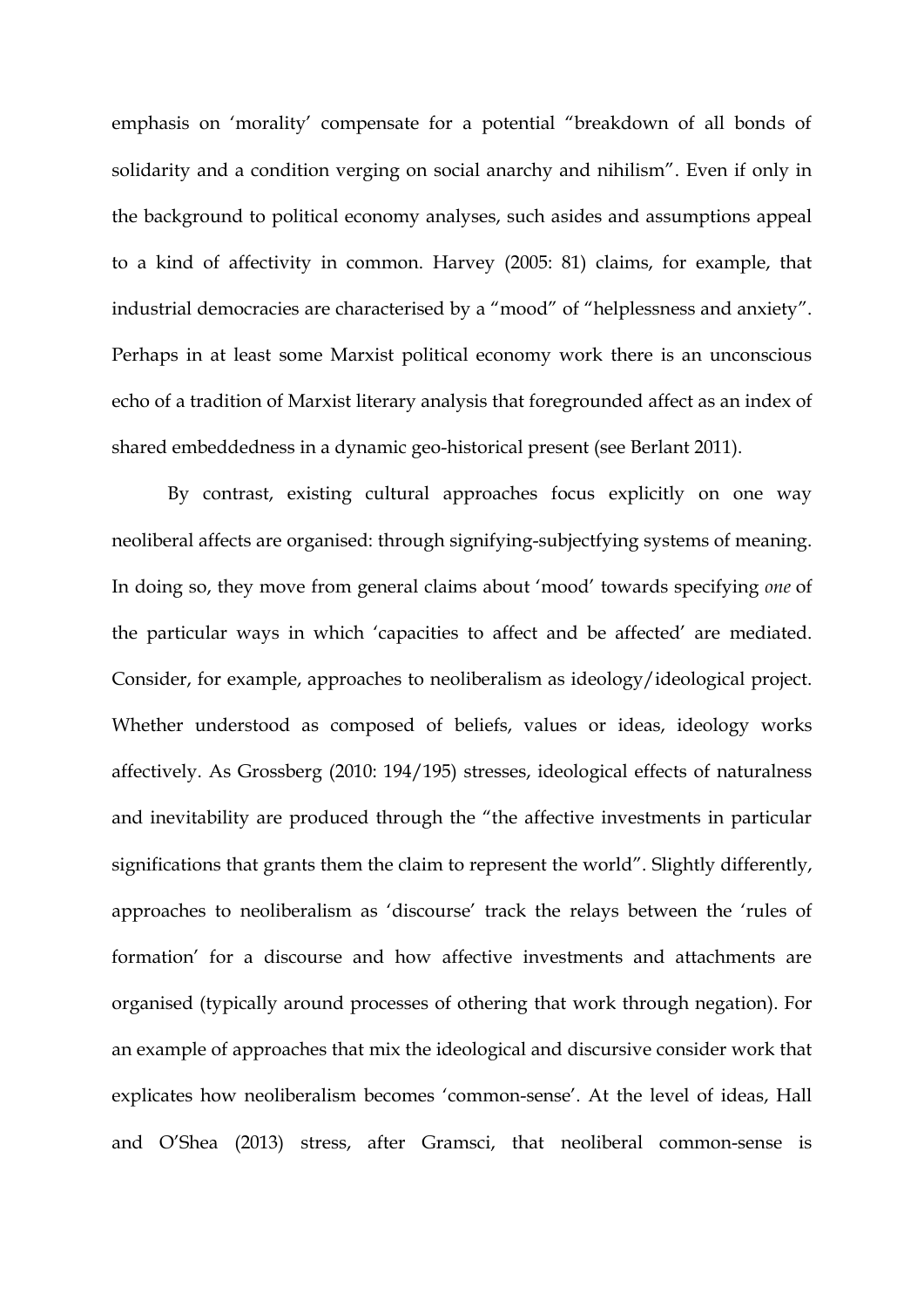emphasis on 'morality' compensate for a potential "breakdown of all bonds of solidarity and a condition verging on social anarchy and nihilism". Even if only in the background to political economy analyses, such asides and assumptions appeal to a kind of affectivity in common. Harvey (2005: 81) claims, for example, that industrial democracies are characterised by a "mood" of "helplessness and anxiety". Perhaps in at least some Marxist political economy work there is an unconscious echo of a tradition of Marxist literary analysis that foregrounded affect as an index of shared embeddedness in a dynamic geo-historical present (see Berlant 2011).

By contrast, existing cultural approaches focus explicitly on one way neoliberal affects are organised: through signifying-subjectfying systems of meaning. In doing so, they move from general claims about 'mood' towards specifying *one* of the particular ways in which 'capacities to affect and be affected' are mediated. Consider, for example, approaches to neoliberalism as ideology/ideological project. Whether understood as composed of beliefs, values or ideas, ideology works affectively. As Grossberg (2010: 194/195) stresses, ideological effects of naturalness and inevitability are produced through the "the affective investments in particular significations that grants them the claim to represent the world". Slightly differently, approaches to neoliberalism as 'discourse' track the relays between the 'rules of formation' for a discourse and how affective investments and attachments are organised (typically around processes of othering that work through negation). For an example of approaches that mix the ideological and discursive consider work that explicates how neoliberalism becomes 'common-sense'. At the level of ideas, Hall and O'Shea (2013) stress, after Gramsci, that neoliberal common-sense is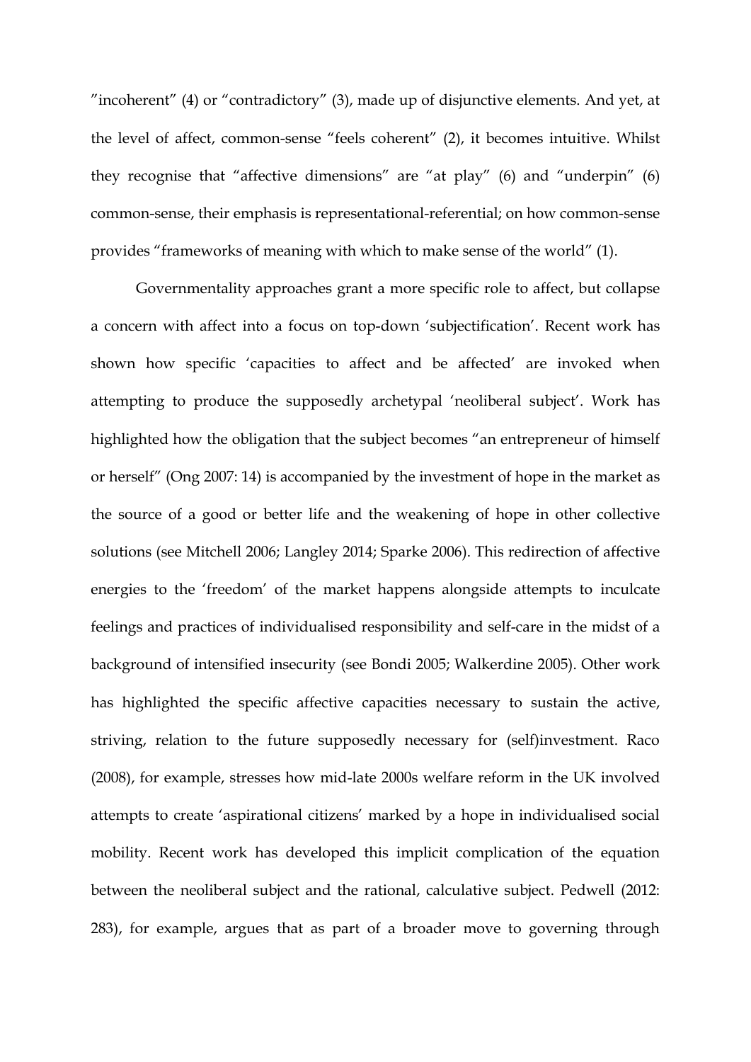”incoherent” (4) or “contradictory” (3), made up of disjunctive elements. And yet, at the level of affect, common-sense “feels coherent” (2), it becomes intuitive. Whilst they recognise that “affective dimensions” are “at play” (6) and “underpin” (6) common-sense, their emphasis is representational-referential; on how common-sense provides “frameworks of meaning with which to make sense of the world” (1).

Governmentality approaches grant a more specific role to affect, but collapse a concern with affect into a focus on top-down ‘subjectification’. Recent work has shown how specific ‘capacities to affect and be affected’ are invoked when attempting to produce the supposedly archetypal ‘neoliberal subject’. Work has highlighted how the obligation that the subject becomes “an entrepreneur of himself or herself” (Ong 2007: 14) is accompanied by the investment of hope in the market as the source of a good or better life and the weakening of hope in other collective solutions (see Mitchell 2006; Langley 2014; Sparke 2006). This redirection of affective energies to the ‘freedom’ of the market happens alongside attempts to inculcate feelings and practices of individualised responsibility and self-care in the midst of a background of intensified insecurity (see Bondi 2005; Walkerdine 2005). Other work has highlighted the specific affective capacities necessary to sustain the active, striving, relation to the future supposedly necessary for (self)investment. Raco (2008), for example, stresses how mid-late 2000s welfare reform in the UK involved attempts to create ‘aspirational citizens’ marked by a hope in individualised social mobility. Recent work has developed this implicit complication of the equation between the neoliberal subject and the rational, calculative subject. Pedwell (2012: 283), for example, argues that as part of a broader move to governing through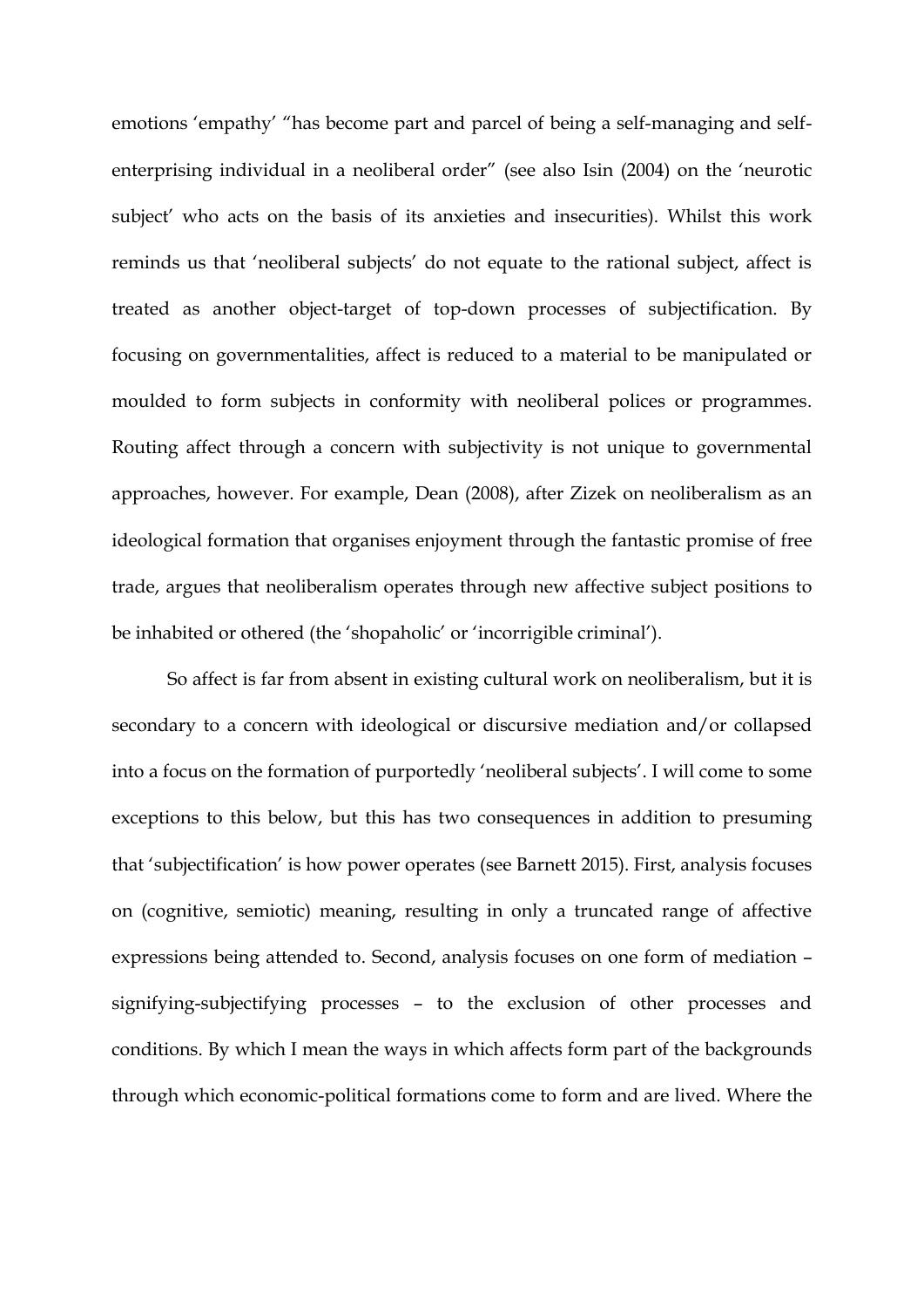emotions 'empathy' "has become part and parcel of being a self-managing and self-enterprising individual in a neoliberal order" (see also Isin (2004) on the 'neurotic subject' who acts on the basis of its anxieties and insecurities). Whilst this work reminds us that 'neoliberal subjects' do not equate to the rational subject, affect is treated as another object-target of top-down processes of subjectification. By focusing on governmentalities, affect is reduced to a material to be manipulated or moulded to form subjects in conformity with neoliberal polices or programmes. Routing affect through a concern with subjectivity is not unique to governmental approaches, however. For example, Dean (2008), after Zizek on neoliberalism as an ideological formation that organises enjoyment through the fantastic promise of free trade, argues that neoliberalism operates through new affective subject positions to be inhabited or othered (the 'shopaholic' or 'incorrigible criminal').

So affect is far from absent in existing cultural work on neoliberalism, but it is secondary to a concern with ideological or discursive mediation and/or collapsed into a focus on the formation of purportedly 'neoliberal subjects'. I will come to some exceptions to this below, but this has two consequences in addition to presuming that 'subjectification' is how power operates (see Barnett 2015). First, analysis focuses on (cognitive, semiotic) meaning, resulting in only a truncated range of affective expressions being attended to. Second, analysis focuses on one form of mediation – signifying-subjectifying processes – to the exclusion of other processes and conditions. By which I mean the ways in which affects form part of the backgrounds through which economic-political formations come to form and are lived. Where the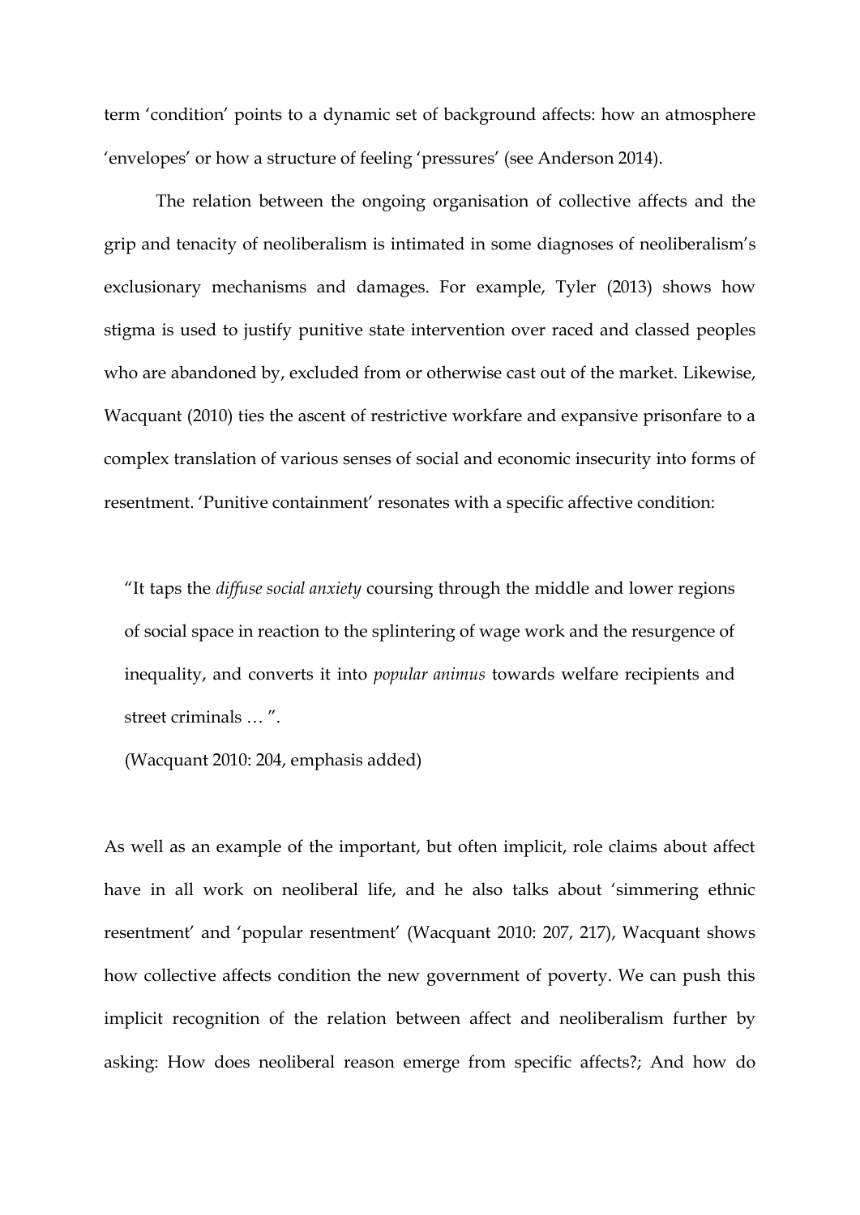term 'condition' points to a dynamic set of background affects: how an atmosphere 'envelopes' or how a structure of feeling 'pressures' (see Anderson 2014).

The relation between the ongoing organisation of collective affects and the grip and tenacity of neoliberalism is intimated in some diagnoses of neoliberalism's exclusionary mechanisms and damages. For example, Tyler (2013) shows how stigma is used to justify punitive state intervention over raced and classed peoples who are abandoned by, excluded from or otherwise cast out of the market. Likewise, Wacquant (2010) ties the ascent of restrictive workfare and expansive prisonfare to a complex translation of various senses of social and economic insecurity into forms of resentment. 'Punitive containment' resonates with a specific affective condition:

> "It taps the *diffuse social anxiety* coursing through the middle and lower regions of social space in reaction to the splintering of wage work and the resurgence of inequality, and converts it into *popular animus* towards welfare recipients and street criminals … ".
>
> (Wacquant 2010: 204, emphasis added)

As well as an example of the important, but often implicit, role claims about affect have in all work on neoliberal life, and he also talks about 'simmering ethnic resentment' and 'popular resentment' (Wacquant 2010: 207, 217), Wacquant shows how collective affects condition the new government of poverty. We can push this implicit recognition of the relation between affect and neoliberalism further by asking: How does neoliberal reason emerge from specific affects?; And how do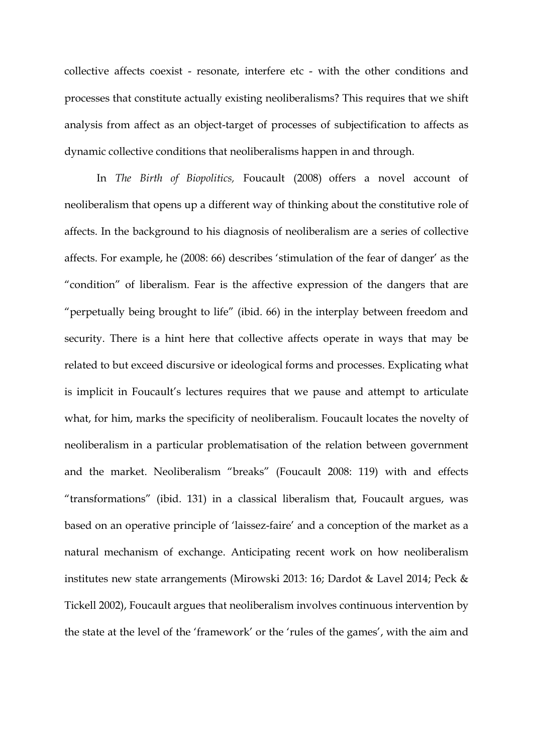collective affects coexist - resonate, interfere etc - with the other conditions and processes that constitute actually existing neoliberalisms? This requires that we shift analysis from affect as an object-target of processes of subjectification to affects as dynamic collective conditions that neoliberalisms happen in and through.

In *The Birth of Biopolitics,* Foucault (2008) offers a novel account of neoliberalism that opens up a different way of thinking about the constitutive role of affects. In the background to his diagnosis of neoliberalism are a series of collective affects. For example, he (2008: 66) describes 'stimulation of the fear of danger' as the "condition" of liberalism. Fear is the affective expression of the dangers that are "perpetually being brought to life" (ibid. 66) in the interplay between freedom and security. There is a hint here that collective affects operate in ways that may be related to but exceed discursive or ideological forms and processes. Explicating what is implicit in Foucault's lectures requires that we pause and attempt to articulate what, for him, marks the specificity of neoliberalism. Foucault locates the novelty of neoliberalism in a particular problematisation of the relation between government and the market. Neoliberalism "breaks" (Foucault 2008: 119) with and effects "transformations" (ibid. 131) in a classical liberalism that, Foucault argues, was based on an operative principle of 'laissez-faire' and a conception of the market as a natural mechanism of exchange. Anticipating recent work on how neoliberalism institutes new state arrangements (Mirowski 2013: 16; Dardot & Lavel 2014; Peck & Tickell 2002), Foucault argues that neoliberalism involves continuous intervention by the state at the level of the 'framework' or the 'rules of the games', with the aim and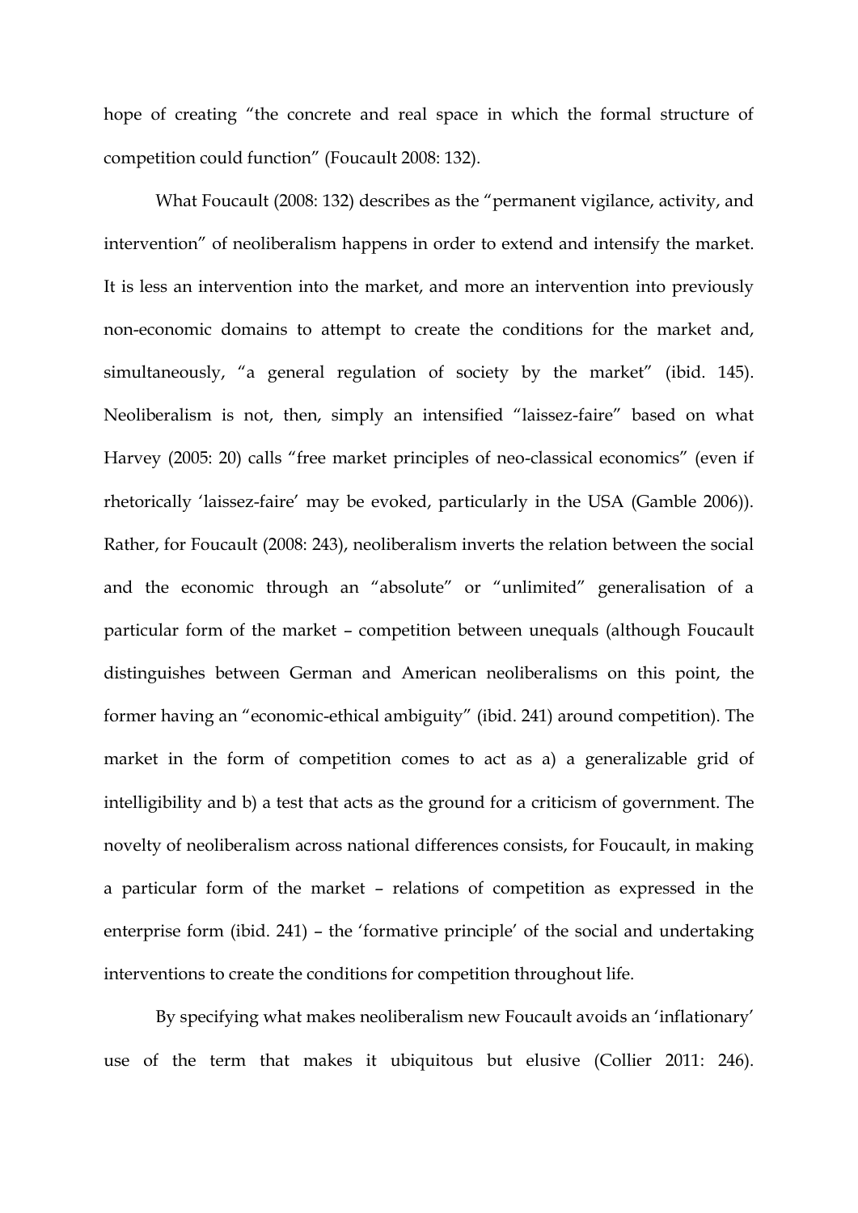hope of creating "the concrete and real space in which the formal structure of competition could function" (Foucault 2008: 132).

What Foucault (2008: 132) describes as the "permanent vigilance, activity, and intervention" of neoliberalism happens in order to extend and intensify the market. It is less an intervention into the market, and more an intervention into previously non-economic domains to attempt to create the conditions for the market and, simultaneously, "a general regulation of society by the market" (ibid. 145). Neoliberalism is not, then, simply an intensified "laissez-faire" based on what Harvey (2005: 20) calls "free market principles of neo-classical economics" (even if rhetorically 'laissez-faire' may be evoked, particularly in the USA (Gamble 2006)). Rather, for Foucault (2008: 243), neoliberalism inverts the relation between the social and the economic through an "absolute" or "unlimited" generalisation of a particular form of the market – competition between unequals (although Foucault distinguishes between German and American neoliberalisms on this point, the former having an "economic-ethical ambiguity" (ibid. 241) around competition). The market in the form of competition comes to act as a) a generalizable grid of intelligibility and b) a test that acts as the ground for a criticism of government. The novelty of neoliberalism across national differences consists, for Foucault, in making a particular form of the market – relations of competition as expressed in the enterprise form (ibid. 241) – the 'formative principle' of the social and undertaking interventions to create the conditions for competition throughout life.

By specifying what makes neoliberalism new Foucault avoids an 'inflationary' use of the term that makes it ubiquitous but elusive (Collier 2011: 246).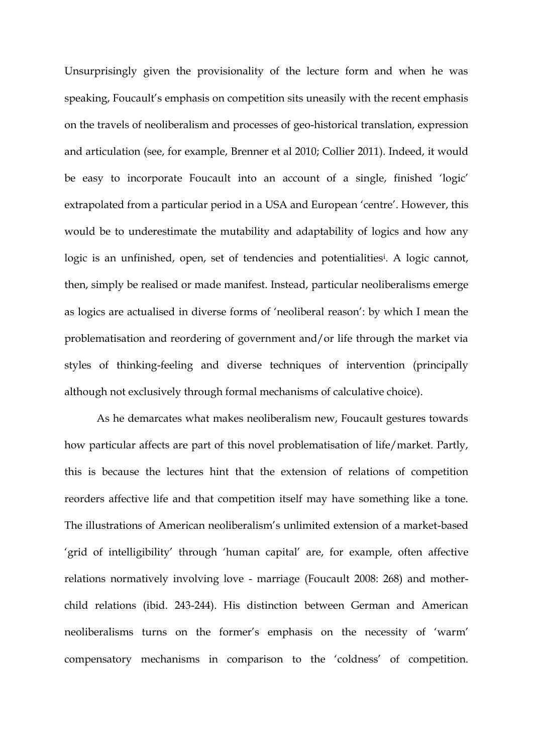Unsurprisingly given the provisionality of the lecture form and when he was speaking, Foucault's emphasis on competition sits uneasily with the recent emphasis on the travels of neoliberalism and processes of geo-historical translation, expression and articulation (see, for example, Brenner et al 2010; Collier 2011). Indeed, it would be easy to incorporate Foucault into an account of a single, finished 'logic' extrapolated from a particular period in a USA and European 'centre'. However, this would be to underestimate the mutability and adaptability of logics and how any logic is an unfinished, open, set of tendencies and potentialities[i]. A logic cannot, then, simply be realised or made manifest. Instead, particular neoliberalisms emerge as logics are actualised in diverse forms of 'neoliberal reason': by which I mean the problematisation and reordering of government and/or life through the market via styles of thinking-feeling and diverse techniques of intervention (principally although not exclusively through formal mechanisms of calculative choice).

As he demarcates what makes neoliberalism new, Foucault gestures towards how particular affects are part of this novel problematisation of life/market. Partly, this is because the lectures hint that the extension of relations of competition reorders affective life and that competition itself may have something like a tone. The illustrations of American neoliberalism's unlimited extension of a market-based 'grid of intelligibility' through 'human capital' are, for example, often affective relations normatively involving love - marriage (Foucault 2008: 268) and mother-child relations (ibid. 243-244). His distinction between German and American neoliberalisms turns on the former's emphasis on the necessity of 'warm' compensatory mechanisms in comparison to the 'coldness' of competition.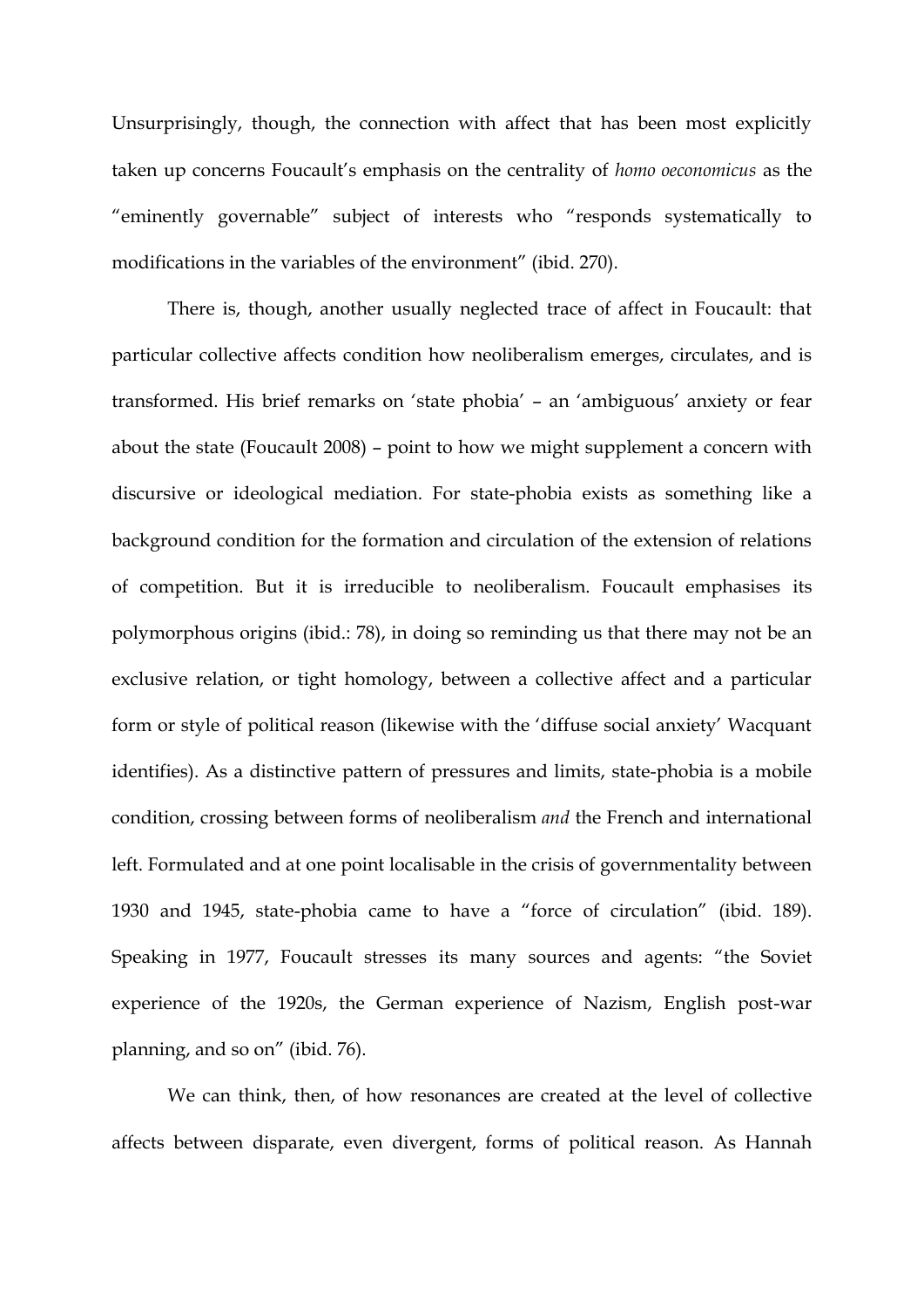Unsurprisingly, though, the connection with affect that has been most explicitly taken up concerns Foucault's emphasis on the centrality of *homo oeconomicus* as the "eminently governable" subject of interests who "responds systematically to modifications in the variables of the environment" (ibid. 270).

There is, though, another usually neglected trace of affect in Foucault: that particular collective affects condition how neoliberalism emerges, circulates, and is transformed. His brief remarks on 'state phobia' – an 'ambiguous' anxiety or fear about the state (Foucault 2008) – point to how we might supplement a concern with discursive or ideological mediation. For state-phobia exists as something like a background condition for the formation and circulation of the extension of relations of competition. But it is irreducible to neoliberalism. Foucault emphasises its polymorphous origins (ibid.: 78), in doing so reminding us that there may not be an exclusive relation, or tight homology, between a collective affect and a particular form or style of political reason (likewise with the 'diffuse social anxiety' Wacquant identifies). As a distinctive pattern of pressures and limits, state-phobia is a mobile condition, crossing between forms of neoliberalism *and* the French and international left. Formulated and at one point localisable in the crisis of governmentality between 1930 and 1945, state-phobia came to have a "force of circulation" (ibid. 189). Speaking in 1977, Foucault stresses its many sources and agents: "the Soviet experience of the 1920s, the German experience of Nazism, English post-war planning, and so on" (ibid. 76).

We can think, then, of how resonances are created at the level of collective affects between disparate, even divergent, forms of political reason. As Hannah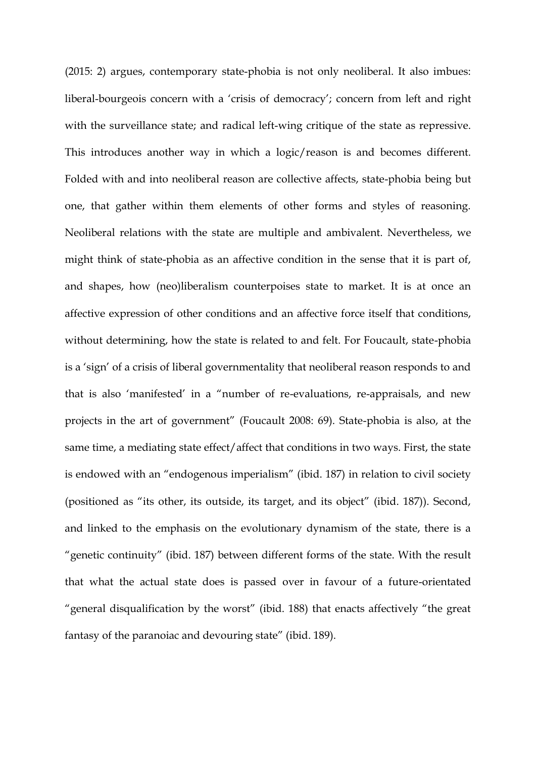(2015: 2) argues, contemporary state-phobia is not only neoliberal. It also imbues: liberal-bourgeois concern with a 'crisis of democracy'; concern from left and right with the surveillance state; and radical left-wing critique of the state as repressive. This introduces another way in which a logic/reason is and becomes different. Folded with and into neoliberal reason are collective affects, state-phobia being but one, that gather within them elements of other forms and styles of reasoning. Neoliberal relations with the state are multiple and ambivalent. Nevertheless, we might think of state-phobia as an affective condition in the sense that it is part of, and shapes, how (neo)liberalism counterpoises state to market. It is at once an affective expression of other conditions and an affective force itself that conditions, without determining, how the state is related to and felt. For Foucault, state-phobia is a 'sign' of a crisis of liberal governmentality that neoliberal reason responds to and that is also 'manifested' in a "number of re-evaluations, re-appraisals, and new projects in the art of government" (Foucault 2008: 69). State-phobia is also, at the same time, a mediating state effect/affect that conditions in two ways. First, the state is endowed with an "endogenous imperialism" (ibid. 187) in relation to civil society (positioned as "its other, its outside, its target, and its object" (ibid. 187)). Second, and linked to the emphasis on the evolutionary dynamism of the state, there is a "genetic continuity" (ibid. 187) between different forms of the state. With the result that what the actual state does is passed over in favour of a future-orientated "general disqualification by the worst" (ibid. 188) that enacts affectively "the great fantasy of the paranoiac and devouring state" (ibid. 189).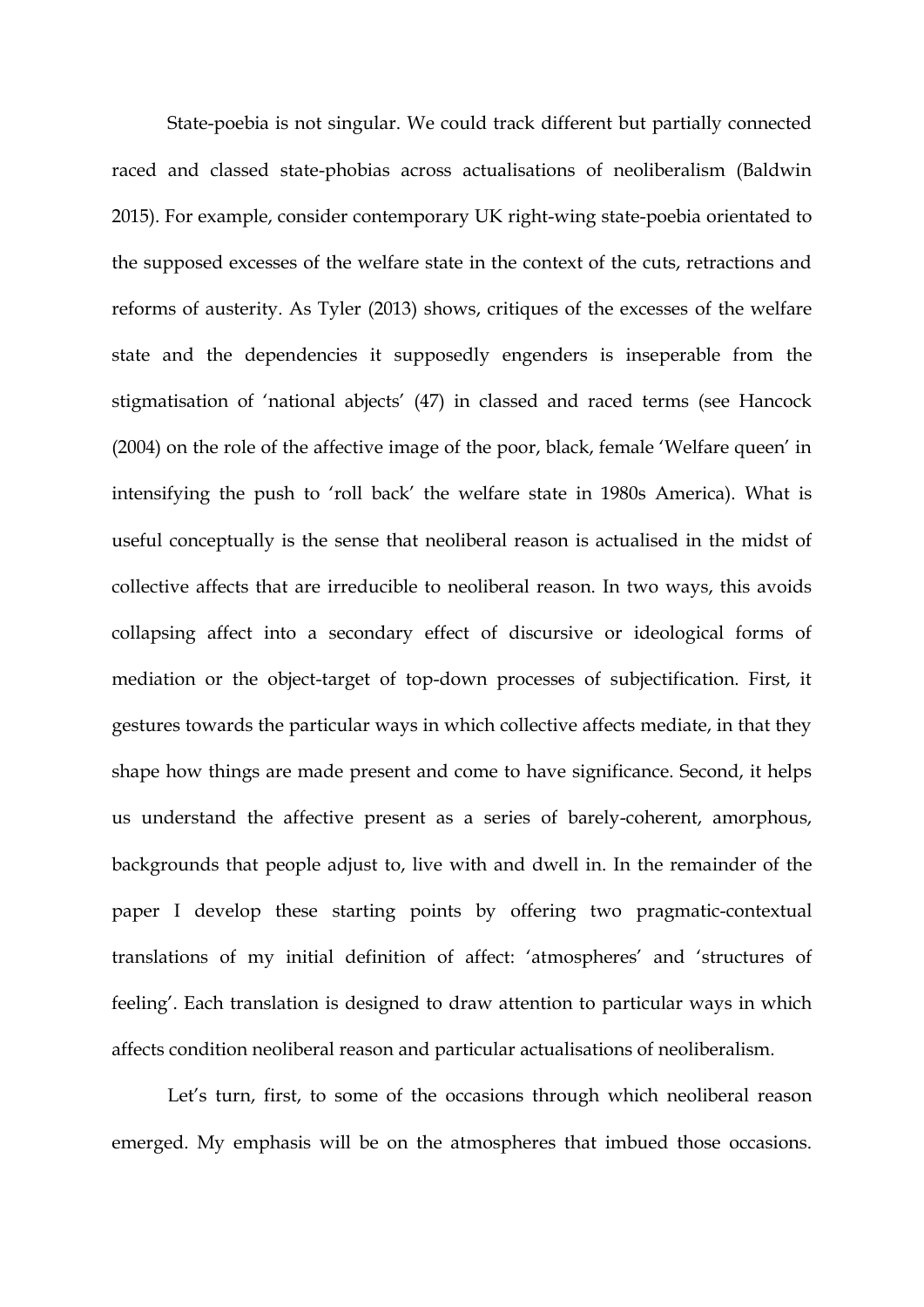State-poebia is not singular. We could track different but partially connected raced and classed state-phobias across actualisations of neoliberalism (Baldwin 2015). For example, consider contemporary UK right-wing state-poebia orientated to the supposed excesses of the welfare state in the context of the cuts, retractions and reforms of austerity. As Tyler (2013) shows, critiques of the excesses of the welfare state and the dependencies it supposedly engenders is inseperable from the stigmatisation of 'national abjects' (47) in classed and raced terms (see Hancock (2004) on the role of the affective image of the poor, black, female 'Welfare queen' in intensifying the push to 'roll back' the welfare state in 1980s America). What is useful conceptually is the sense that neoliberal reason is actualised in the midst of collective affects that are irreducible to neoliberal reason. In two ways, this avoids collapsing affect into a secondary effect of discursive or ideological forms of mediation or the object-target of top-down processes of subjectification. First, it gestures towards the particular ways in which collective affects mediate, in that they shape how things are made present and come to have significance. Second, it helps us understand the affective present as a series of barely-coherent, amorphous, backgrounds that people adjust to, live with and dwell in. In the remainder of the paper I develop these starting points by offering two pragmatic-contextual translations of my initial definition of affect: 'atmospheres' and 'structures of feeling'. Each translation is designed to draw attention to particular ways in which affects condition neoliberal reason and particular actualisations of neoliberalism.

Let's turn, first, to some of the occasions through which neoliberal reason emerged. My emphasis will be on the atmospheres that imbued those occasions.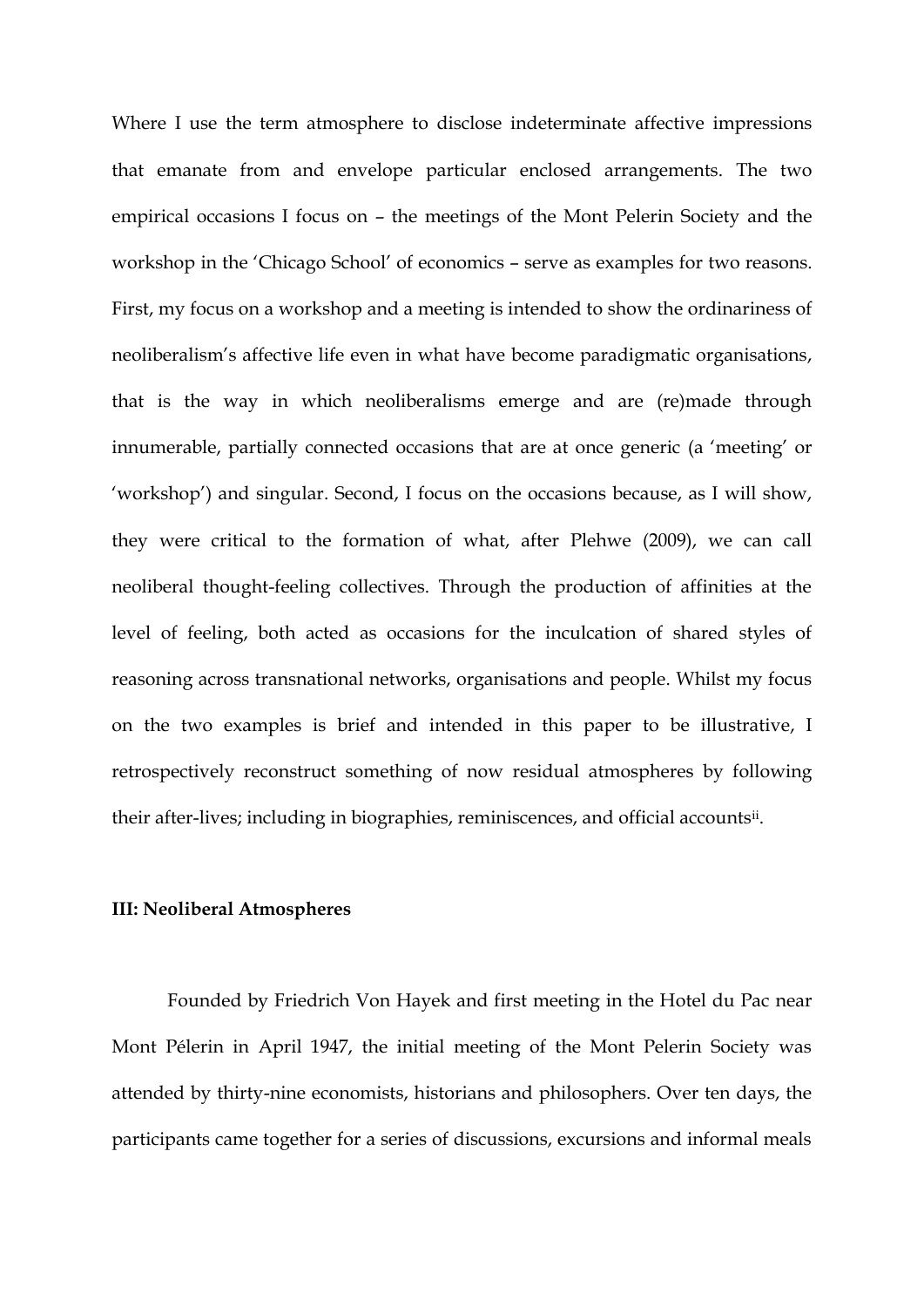Where I use the term atmosphere to disclose indeterminate affective impressions that emanate from and envelope particular enclosed arrangements. The two empirical occasions I focus on – the meetings of the Mont Pelerin Society and the workshop in the 'Chicago School' of economics – serve as examples for two reasons. First, my focus on a workshop and a meeting is intended to show the ordinariness of neoliberalism's affective life even in what have become paradigmatic organisations, that is the way in which neoliberalisms emerge and are (re)made through innumerable, partially connected occasions that are at once generic (a 'meeting' or 'workshop') and singular. Second, I focus on the occasions because, as I will show, they were critical to the formation of what, after Plehwe (2009), we can call neoliberal thought-feeling collectives. Through the production of affinities at the level of feeling, both acted as occasions for the inculcation of shared styles of reasoning across transnational networks, organisations and people. Whilst my focus on the two examples is brief and intended in this paper to be illustrative, I retrospectively reconstruct something of now residual atmospheres by following their after-lives; including in biographies, reminiscences, and official accounts[ii].

### III: Neoliberal Atmospheres

Founded by Friedrich Von Hayek and first meeting in the Hotel du Pac near Mont Pélerin in April 1947, the initial meeting of the Mont Pelerin Society was attended by thirty-nine economists, historians and philosophers. Over ten days, the participants came together for a series of discussions, excursions and informal meals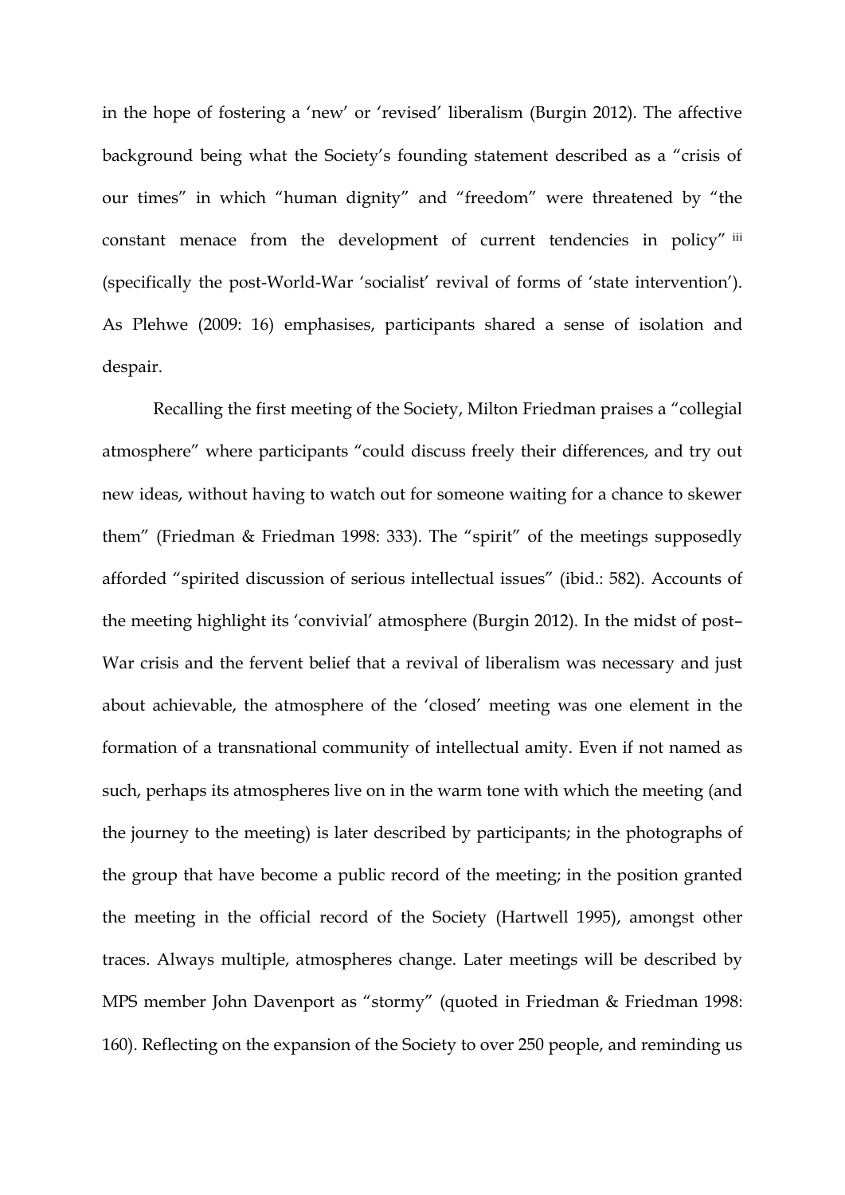in the hope of fostering a 'new' or 'revised' liberalism (Burgin 2012). The affective background being what the Society's founding statement described as a "crisis of our times" in which "human dignity" and "freedom" were threatened by "the constant menace from the development of current tendencies in policy" [iii] (specifically the post-World-War 'socialist' revival of forms of 'state intervention'). As Plehwe (2009: 16) emphasises, participants shared a sense of isolation and despair.

Recalling the first meeting of the Society, Milton Friedman praises a "collegial atmosphere" where participants "could discuss freely their differences, and try out new ideas, without having to watch out for someone waiting for a chance to skewer them" (Friedman & Friedman 1998: 333). The "spirit" of the meetings supposedly afforded "spirited discussion of serious intellectual issues" (ibid.: 582). Accounts of the meeting highlight its 'convivial' atmosphere (Burgin 2012). In the midst of post–War crisis and the fervent belief that a revival of liberalism was necessary and just about achievable, the atmosphere of the 'closed' meeting was one element in the formation of a transnational community of intellectual amity. Even if not named as such, perhaps its atmospheres live on in the warm tone with which the meeting (and the journey to the meeting) is later described by participants; in the photographs of the group that have become a public record of the meeting; in the position granted the meeting in the official record of the Society (Hartwell 1995), amongst other traces. Always multiple, atmospheres change. Later meetings will be described by MPS member John Davenport as "stormy" (quoted in Friedman & Friedman 1998: 160). Reflecting on the expansion of the Society to over 250 people, and reminding us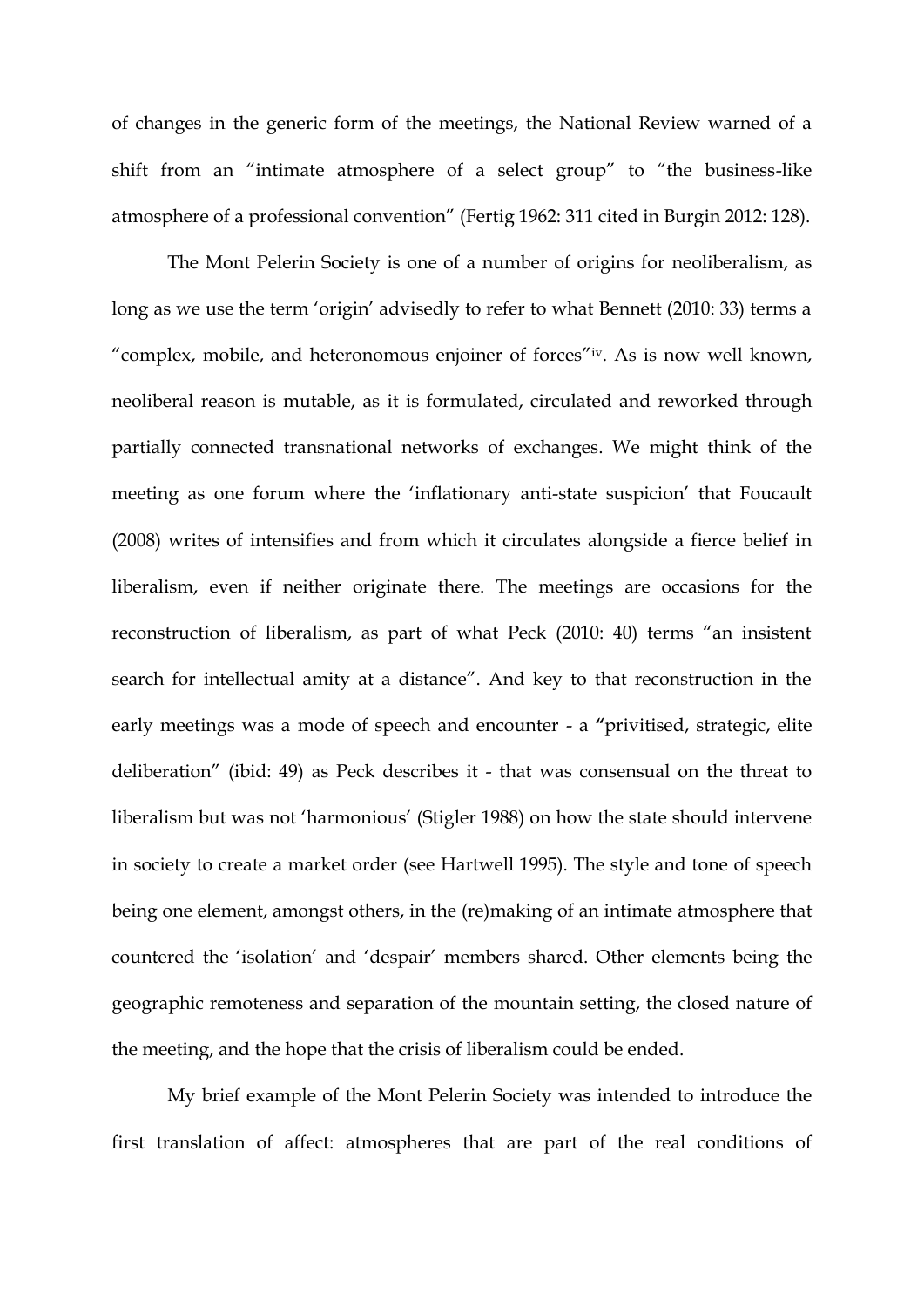of changes in the generic form of the meetings, the National Review warned of a shift from an "intimate atmosphere of a select group" to "the business-like atmosphere of a professional convention" (Fertig 1962: 311 cited in Burgin 2012: 128).

The Mont Pelerin Society is one of a number of origins for neoliberalism, as long as we use the term 'origin' advisedly to refer to what Bennett (2010: 33) terms a "complex, mobile, and heteronomous enjoiner of forces"[iv]. As is now well known, neoliberal reason is mutable, as it is formulated, circulated and reworked through partially connected transnational networks of exchanges. We might think of the meeting as one forum where the 'inflationary anti-state suspicion' that Foucault (2008) writes of intensifies and from which it circulates alongside a fierce belief in liberalism, even if neither originate there. The meetings are occasions for the reconstruction of liberalism, as part of what Peck (2010: 40) terms "an insistent search for intellectual amity at a distance". And key to that reconstruction in the early meetings was a mode of speech and encounter - a "privitised, strategic, elite deliberation" (ibid: 49) as Peck describes it - that was consensual on the threat to liberalism but was not 'harmonious' (Stigler 1988) on how the state should intervene in society to create a market order (see Hartwell 1995). The style and tone of speech being one element, amongst others, in the (re)making of an intimate atmosphere that countered the 'isolation' and 'despair' members shared. Other elements being the geographic remoteness and separation of the mountain setting, the closed nature of the meeting, and the hope that the crisis of liberalism could be ended.

My brief example of the Mont Pelerin Society was intended to introduce the first translation of affect: atmospheres that are part of the real conditions of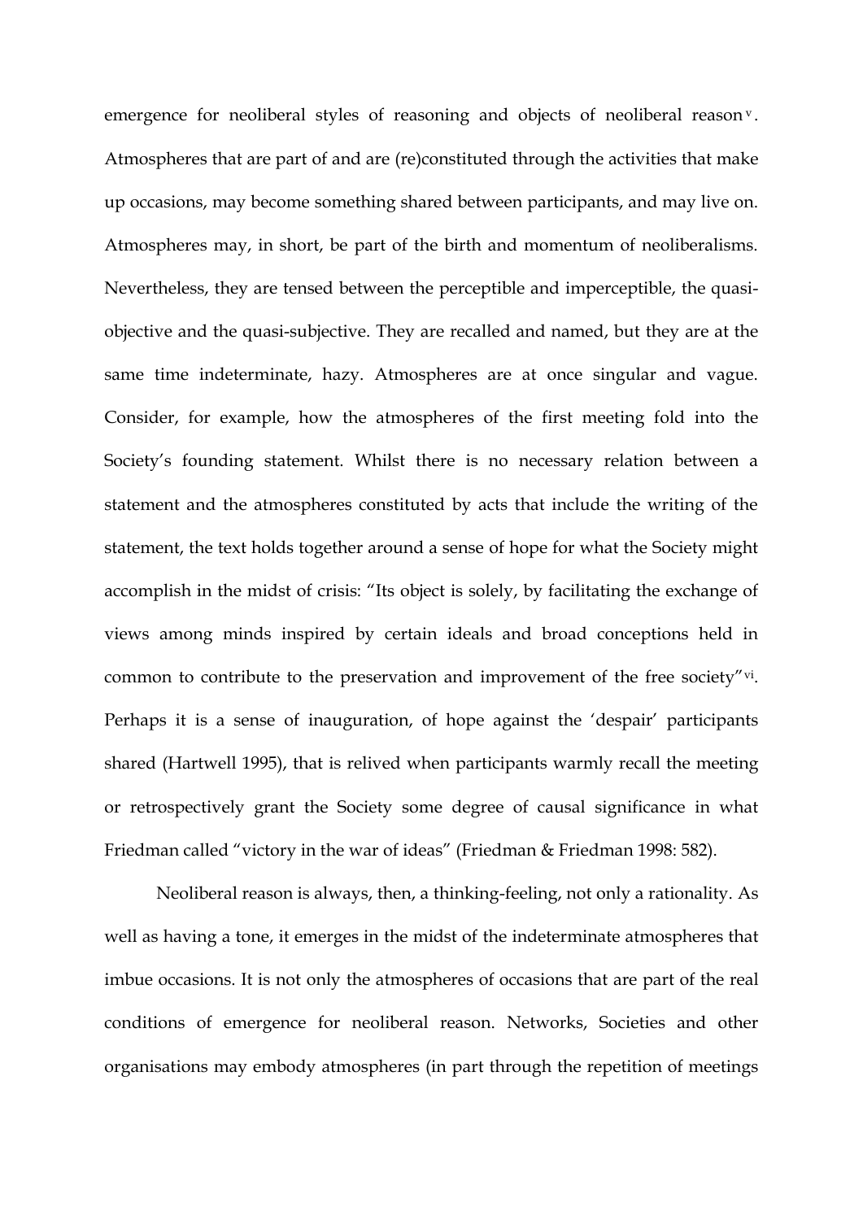emergence for neoliberal styles of reasoning and objects of neoliberal reason[v]. Atmospheres that are part of and are (re)constituted through the activities that make up occasions, may become something shared between participants, and may live on. Atmospheres may, in short, be part of the birth and momentum of neoliberalisms. Nevertheless, they are tensed between the perceptible and imperceptible, the quasi-objective and the quasi-subjective. They are recalled and named, but they are at the same time indeterminate, hazy. Atmospheres are at once singular and vague. Consider, for example, how the atmospheres of the first meeting fold into the Society's founding statement. Whilst there is no necessary relation between a statement and the atmospheres constituted by acts that include the writing of the statement, the text holds together around a sense of hope for what the Society might accomplish in the midst of crisis: "Its object is solely, by facilitating the exchange of views among minds inspired by certain ideals and broad conceptions held in common to contribute to the preservation and improvement of the free society"[vi]. Perhaps it is a sense of inauguration, of hope against the 'despair' participants shared (Hartwell 1995), that is relived when participants warmly recall the meeting or retrospectively grant the Society some degree of causal significance in what Friedman called "victory in the war of ideas" (Friedman & Friedman 1998: 582).

Neoliberal reason is always, then, a thinking-feeling, not only a rationality. As well as having a tone, it emerges in the midst of the indeterminate atmospheres that imbue occasions. It is not only the atmospheres of occasions that are part of the real conditions of emergence for neoliberal reason. Networks, Societies and other organisations may embody atmospheres (in part through the repetition of meetings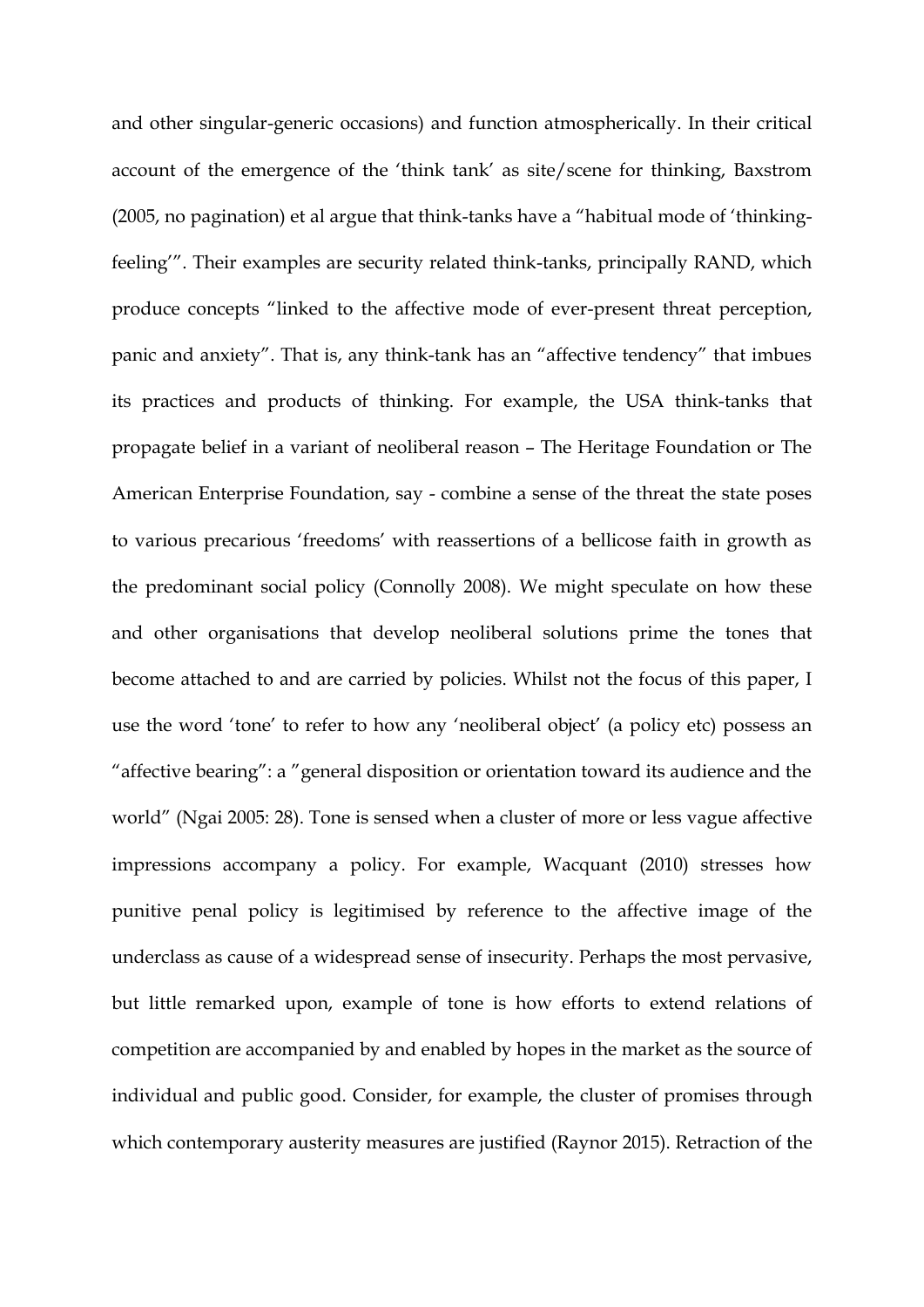and other singular-generic occasions) and function atmospherically. In their critical account of the emergence of the 'think tank' as site/scene for thinking, Baxstrom (2005, no pagination) et al argue that think-tanks have a "habitual mode of 'thinking-feeling'". Their examples are security related think-tanks, principally RAND, which produce concepts "linked to the affective mode of ever-present threat perception, panic and anxiety". That is, any think-tank has an "affective tendency" that imbues its practices and products of thinking. For example, the USA think-tanks that propagate belief in a variant of neoliberal reason – The Heritage Foundation or The American Enterprise Foundation, say - combine a sense of the threat the state poses to various precarious 'freedoms' with reassertions of a bellicose faith in growth as the predominant social policy (Connolly 2008). We might speculate on how these and other organisations that develop neoliberal solutions prime the tones that become attached to and are carried by policies. Whilst not the focus of this paper, I use the word 'tone' to refer to how any 'neoliberal object' (a policy etc) possess an "affective bearing": a "general disposition or orientation toward its audience and the world" (Ngai 2005: 28). Tone is sensed when a cluster of more or less vague affective impressions accompany a policy. For example, Wacquant (2010) stresses how punitive penal policy is legitimised by reference to the affective image of the underclass as cause of a widespread sense of insecurity. Perhaps the most pervasive, but little remarked upon, example of tone is how efforts to extend relations of competition are accompanied by and enabled by hopes in the market as the source of individual and public good. Consider, for example, the cluster of promises through which contemporary austerity measures are justified (Raynor 2015). Retraction of the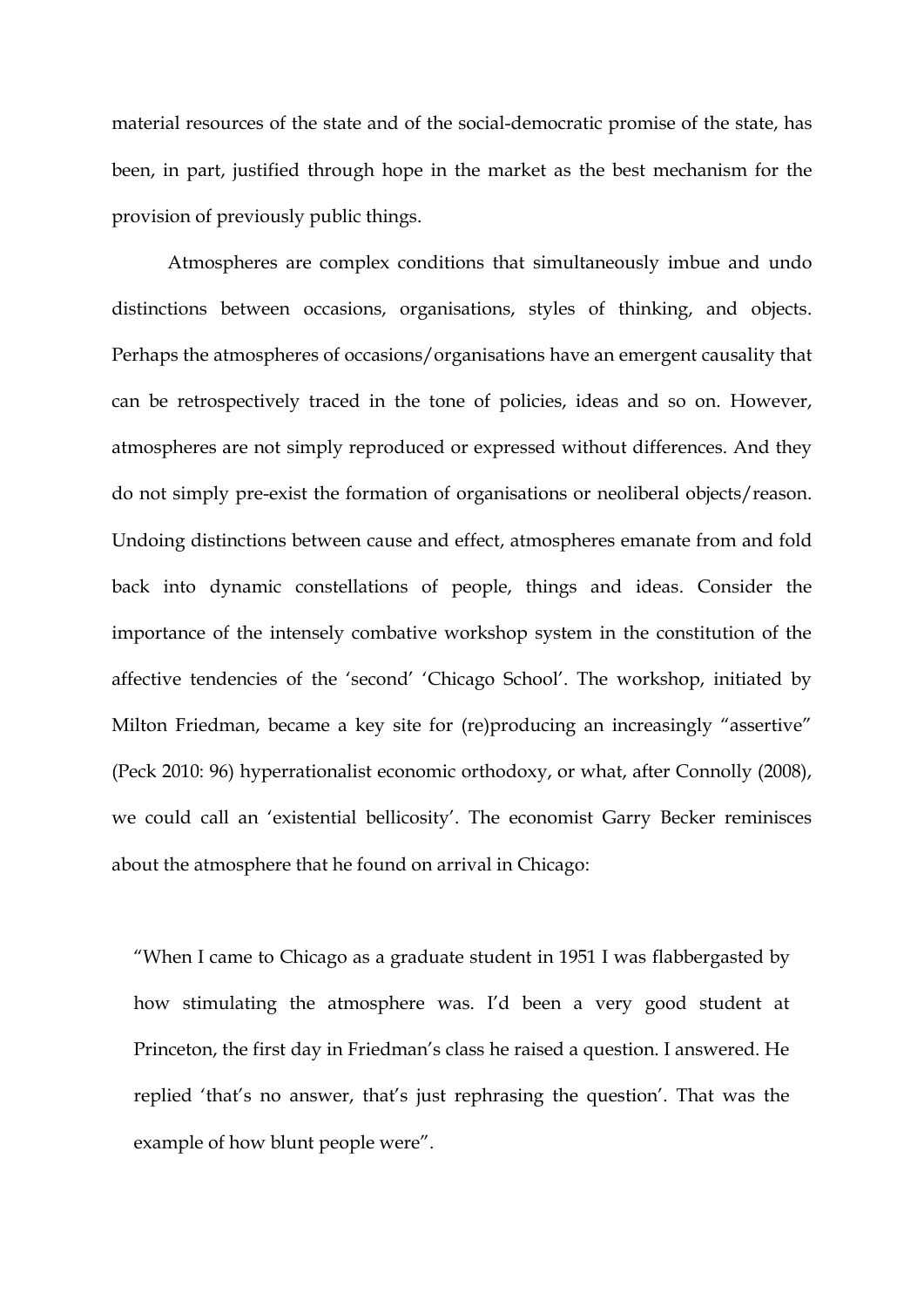material resources of the state and of the social-democratic promise of the state, has been, in part, justified through hope in the market as the best mechanism for the provision of previously public things.

Atmospheres are complex conditions that simultaneously imbue and undo distinctions between occasions, organisations, styles of thinking, and objects. Perhaps the atmospheres of occasions/organisations have an emergent causality that can be retrospectively traced in the tone of policies, ideas and so on. However, atmospheres are not simply reproduced or expressed without differences. And they do not simply pre-exist the formation of organisations or neoliberal objects/reason. Undoing distinctions between cause and effect, atmospheres emanate from and fold back into dynamic constellations of people, things and ideas. Consider the importance of the intensely combative workshop system in the constitution of the affective tendencies of the 'second' 'Chicago School'. The workshop, initiated by Milton Friedman, became a key site for (re)producing an increasingly "assertive" (Peck 2010: 96) hyperrationalist economic orthodoxy, or what, after Connolly (2008), we could call an 'existential bellicosity'. The economist Garry Becker reminisces about the atmosphere that he found on arrival in Chicago:

> "When I came to Chicago as a graduate student in 1951 I was flabbergasted by how stimulating the atmosphere was. I'd been a very good student at Princeton, the first day in Friedman's class he raised a question. I answered. He replied 'that's no answer, that's just rephrasing the question'. That was the example of how blunt people were".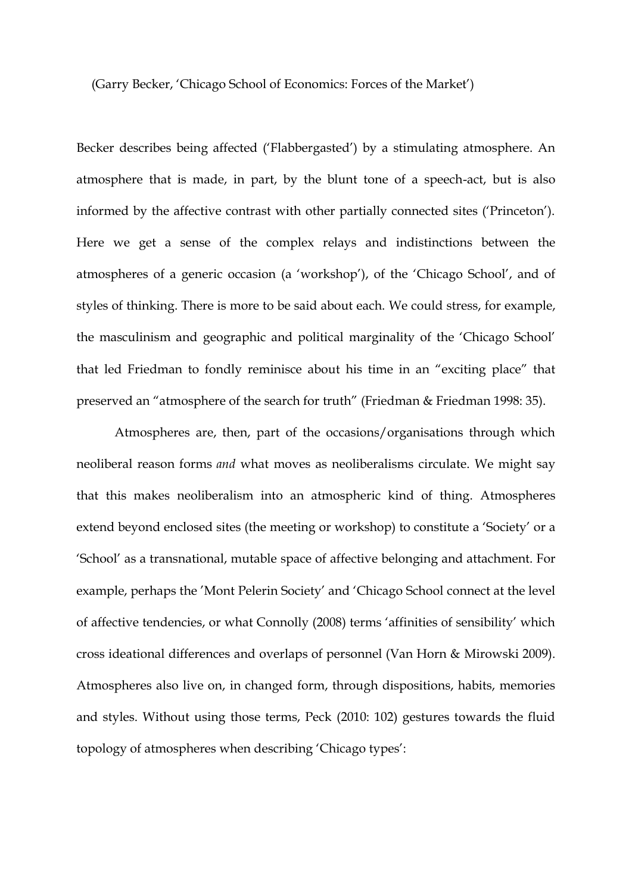(Garry Becker, 'Chicago School of Economics: Forces of the Market')

Becker describes being affected ('Flabbergasted') by a stimulating atmosphere. An atmosphere that is made, in part, by the blunt tone of a speech-act, but is also informed by the affective contrast with other partially connected sites ('Princeton'). Here we get a sense of the complex relays and indistinctions between the atmospheres of a generic occasion (a 'workshop'), of the 'Chicago School', and of styles of thinking. There is more to be said about each. We could stress, for example, the masculinism and geographic and political marginality of the 'Chicago School' that led Friedman to fondly reminisce about his time in an "exciting place" that preserved an "atmosphere of the search for truth" (Friedman & Friedman 1998: 35).

Atmospheres are, then, part of the occasions/organisations through which neoliberal reason forms *and* what moves as neoliberalisms circulate. We might say that this makes neoliberalism into an atmospheric kind of thing. Atmospheres extend beyond enclosed sites (the meeting or workshop) to constitute a 'Society' or a 'School' as a transnational, mutable space of affective belonging and attachment. For example, perhaps the 'Mont Pelerin Society' and 'Chicago School connect at the level of affective tendencies, or what Connolly (2008) terms 'affinities of sensibility' which cross ideational differences and overlaps of personnel (Van Horn & Mirowski 2009). Atmospheres also live on, in changed form, through dispositions, habits, memories and styles. Without using those terms, Peck (2010: 102) gestures towards the fluid topology of atmospheres when describing 'Chicago types':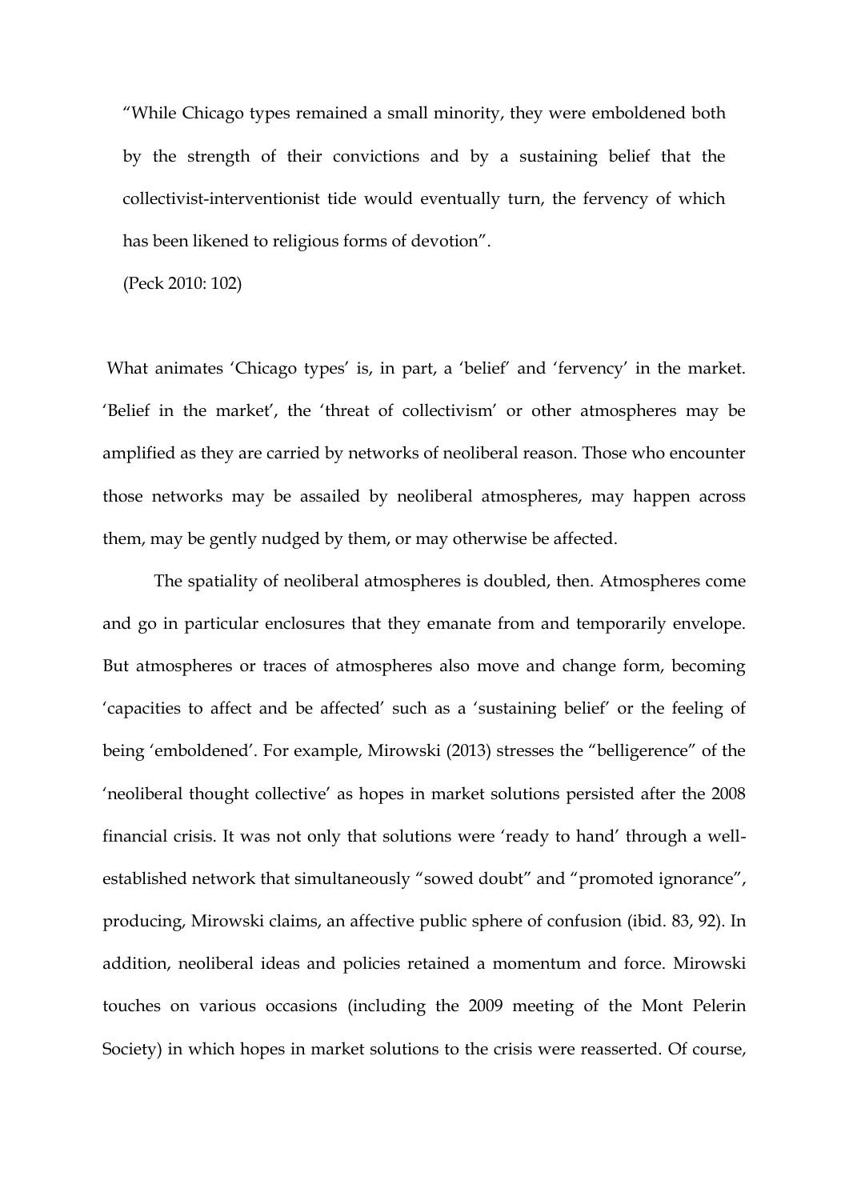> "While Chicago types remained a small minority, they were emboldened both by the strength of their convictions and by a sustaining belief that the collectivist-interventionist tide would eventually turn, the fervency of which has been likened to religious forms of devotion".
>
> (Peck 2010: 102)

What animates 'Chicago types' is, in part, a 'belief' and 'fervency' in the market. 'Belief in the market', the 'threat of collectivism' or other atmospheres may be amplified as they are carried by networks of neoliberal reason. Those who encounter those networks may be assailed by neoliberal atmospheres, may happen across them, may be gently nudged by them, or may otherwise be affected.

The spatiality of neoliberal atmospheres is doubled, then. Atmospheres come and go in particular enclosures that they emanate from and temporarily envelope. But atmospheres or traces of atmospheres also move and change form, becoming 'capacities to affect and be affected' such as a 'sustaining belief' or the feeling of being 'emboldened'. For example, Mirowski (2013) stresses the "belligerence" of the 'neoliberal thought collective' as hopes in market solutions persisted after the 2008 financial crisis. It was not only that solutions were 'ready to hand' through a well-established network that simultaneously "sowed doubt" and "promoted ignorance", producing, Mirowski claims, an affective public sphere of confusion (ibid. 83, 92). In addition, neoliberal ideas and policies retained a momentum and force. Mirowski touches on various occasions (including the 2009 meeting of the Mont Pelerin Society) in which hopes in market solutions to the crisis were reasserted. Of course,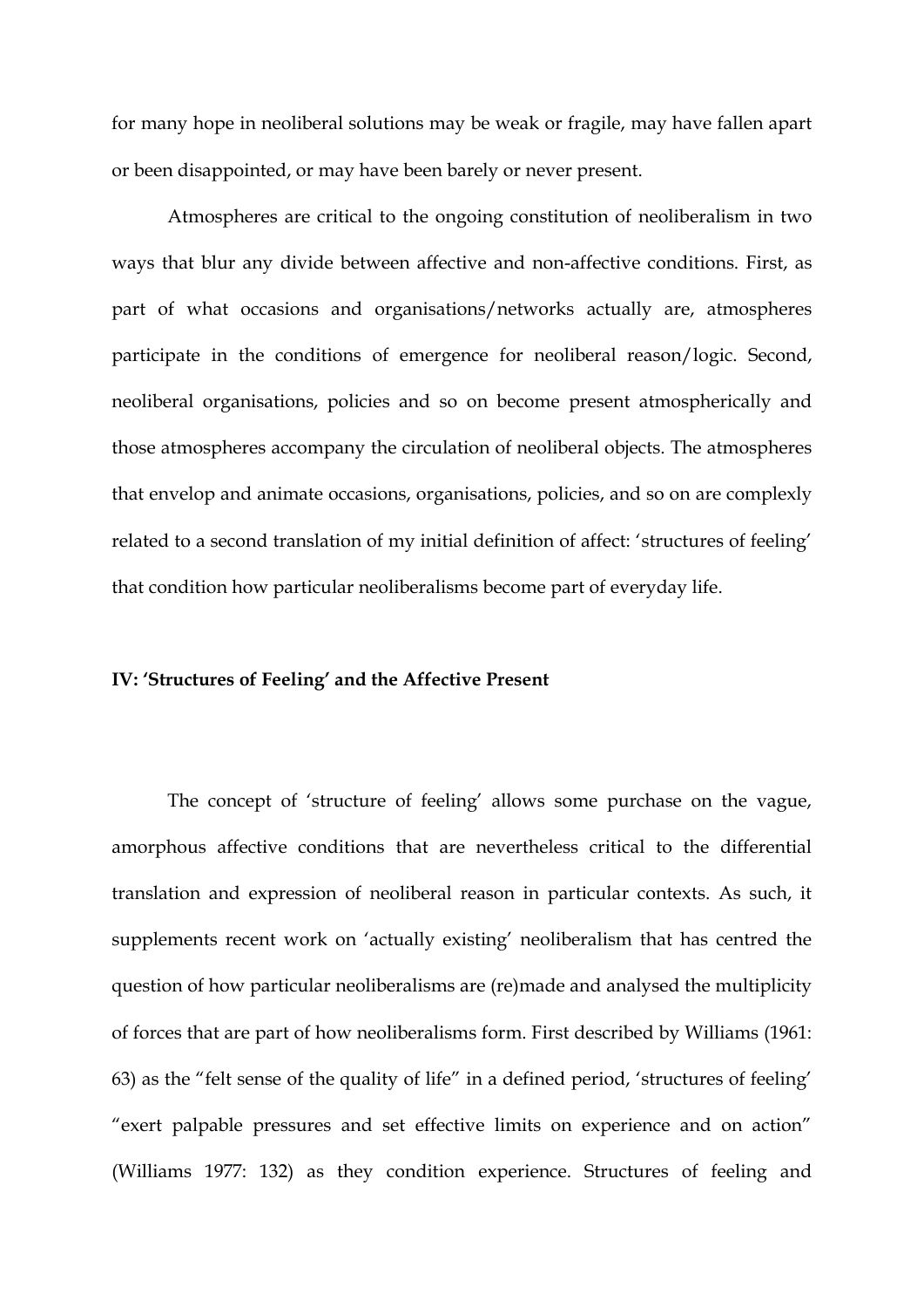for many hope in neoliberal solutions may be weak or fragile, may have fallen apart or been disappointed, or may have been barely or never present.

Atmospheres are critical to the ongoing constitution of neoliberalism in two ways that blur any divide between affective and non-affective conditions. First, as part of what occasions and organisations/networks actually are, atmospheres participate in the conditions of emergence for neoliberal reason/logic. Second, neoliberal organisations, policies and so on become present atmospherically and those atmospheres accompany the circulation of neoliberal objects. The atmospheres that envelop and animate occasions, organisations, policies, and so on are complexly related to a second translation of my initial definition of affect: 'structures of feeling' that condition how particular neoliberalisms become part of everyday life.

### IV: 'Structures of Feeling' and the Affective Present

The concept of 'structure of feeling' allows some purchase on the vague, amorphous affective conditions that are nevertheless critical to the differential translation and expression of neoliberal reason in particular contexts. As such, it supplements recent work on 'actually existing' neoliberalism that has centred the question of how particular neoliberalisms are (re)made and analysed the multiplicity of forces that are part of how neoliberalisms form. First described by Williams (1961: 63) as the "felt sense of the quality of life" in a defined period, 'structures of feeling' "exert palpable pressures and set effective limits on experience and on action" (Williams 1977: 132) as they condition experience. Structures of feeling and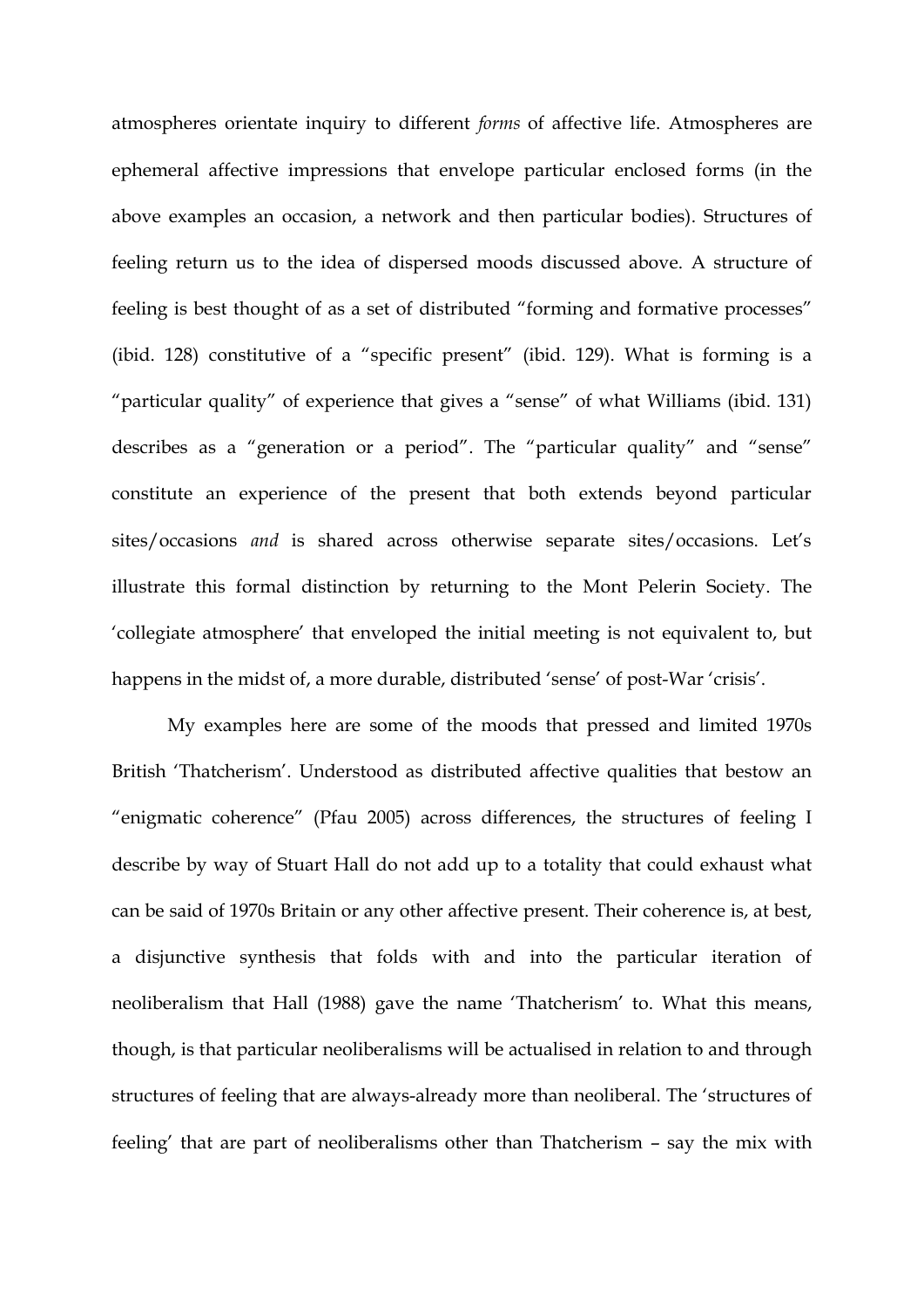atmospheres orientate inquiry to different *forms* of affective life. Atmospheres are ephemeral affective impressions that envelope particular enclosed forms (in the above examples an occasion, a network and then particular bodies). Structures of feeling return us to the idea of dispersed moods discussed above. A structure of feeling is best thought of as a set of distributed "forming and formative processes" (ibid. 128) constitutive of a "specific present" (ibid. 129). What is forming is a "particular quality" of experience that gives a "sense" of what Williams (ibid. 131) describes as a "generation or a period". The "particular quality" and "sense" constitute an experience of the present that both extends beyond particular sites/occasions *and* is shared across otherwise separate sites/occasions. Let's illustrate this formal distinction by returning to the Mont Pelerin Society. The 'collegiate atmosphere' that enveloped the initial meeting is not equivalent to, but happens in the midst of, a more durable, distributed 'sense' of post-War 'crisis'.

My examples here are some of the moods that pressed and limited 1970s British 'Thatcherism'. Understood as distributed affective qualities that bestow an "enigmatic coherence" (Pfau 2005) across differences, the structures of feeling I describe by way of Stuart Hall do not add up to a totality that could exhaust what can be said of 1970s Britain or any other affective present. Their coherence is, at best, a disjunctive synthesis that folds with and into the particular iteration of neoliberalism that Hall (1988) gave the name 'Thatcherism' to. What this means, though, is that particular neoliberalisms will be actualised in relation to and through structures of feeling that are always-already more than neoliberal. The 'structures of feeling' that are part of neoliberalisms other than Thatcherism – say the mix with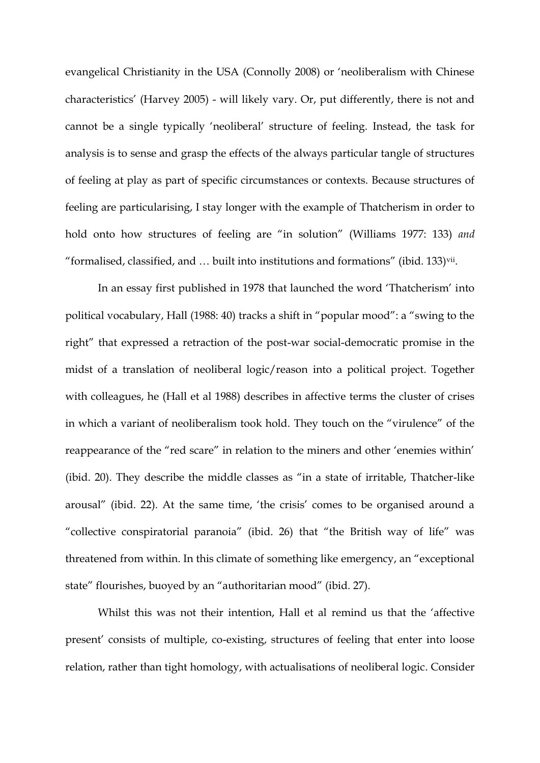evangelical Christianity in the USA (Connolly 2008) or 'neoliberalism with Chinese characteristics' (Harvey 2005) - will likely vary. Or, put differently, there is not and cannot be a single typically 'neoliberal' structure of feeling. Instead, the task for analysis is to sense and grasp the effects of the always particular tangle of structures of feeling at play as part of specific circumstances or contexts. Because structures of feeling are particularising, I stay longer with the example of Thatcherism in order to hold onto how structures of feeling are "in solution" (Williams 1977: 133) *and* "formalised, classified, and … built into institutions and formations" (ibid. 133)[vii].

In an essay first published in 1978 that launched the word 'Thatcherism' into political vocabulary, Hall (1988: 40) tracks a shift in "popular mood": a "swing to the right" that expressed a retraction of the post-war social-democratic promise in the midst of a translation of neoliberal logic/reason into a political project. Together with colleagues, he (Hall et al 1988) describes in affective terms the cluster of crises in which a variant of neoliberalism took hold. They touch on the "virulence" of the reappearance of the "red scare" in relation to the miners and other 'enemies within' (ibid. 20). They describe the middle classes as "in a state of irritable, Thatcher-like arousal" (ibid. 22). At the same time, 'the crisis' comes to be organised around a "collective conspiratorial paranoia" (ibid. 26) that "the British way of life" was threatened from within. In this climate of something like emergency, an "exceptional state" flourishes, buoyed by an "authoritarian mood" (ibid. 27).

Whilst this was not their intention, Hall et al remind us that the 'affective present' consists of multiple, co-existing, structures of feeling that enter into loose relation, rather than tight homology, with actualisations of neoliberal logic. Consider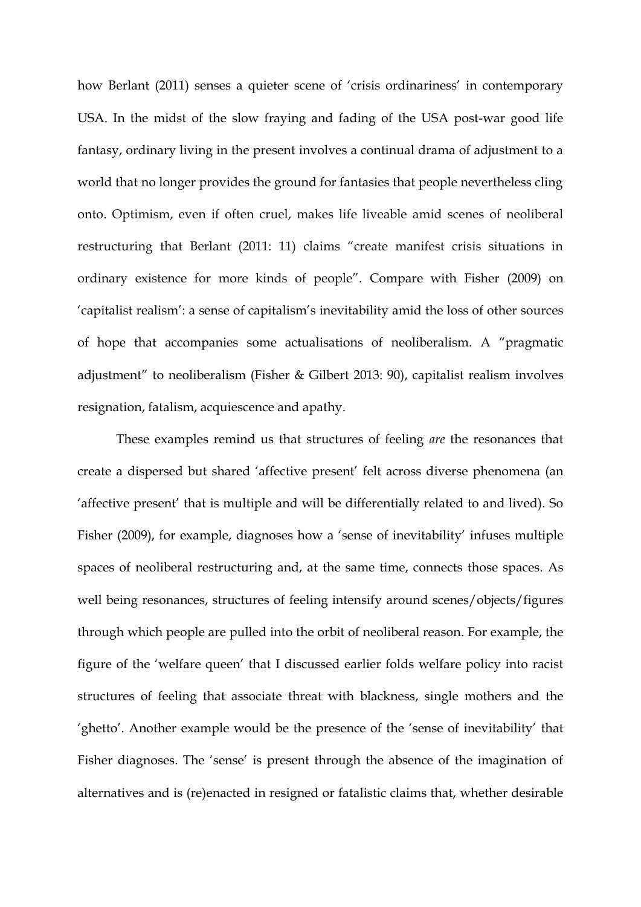how Berlant (2011) senses a quieter scene of 'crisis ordinariness' in contemporary USA. In the midst of the slow fraying and fading of the USA post-war good life fantasy, ordinary living in the present involves a continual drama of adjustment to a world that no longer provides the ground for fantasies that people nevertheless cling onto. Optimism, even if often cruel, makes life liveable amid scenes of neoliberal restructuring that Berlant (2011: 11) claims "create manifest crisis situations in ordinary existence for more kinds of people". Compare with Fisher (2009) on 'capitalist realism': a sense of capitalism's inevitability amid the loss of other sources of hope that accompanies some actualisations of neoliberalism. A "pragmatic adjustment" to neoliberalism (Fisher & Gilbert 2013: 90), capitalist realism involves resignation, fatalism, acquiescence and apathy.

These examples remind us that structures of feeling *are* the resonances that create a dispersed but shared 'affective present' felt across diverse phenomena (an 'affective present' that is multiple and will be differentially related to and lived). So Fisher (2009), for example, diagnoses how a 'sense of inevitability' infuses multiple spaces of neoliberal restructuring and, at the same time, connects those spaces. As well being resonances, structures of feeling intensify around scenes/objects/figures through which people are pulled into the orbit of neoliberal reason. For example, the figure of the 'welfare queen' that I discussed earlier folds welfare policy into racist structures of feeling that associate threat with blackness, single mothers and the 'ghetto'. Another example would be the presence of the 'sense of inevitability' that Fisher diagnoses. The 'sense' is present through the absence of the imagination of alternatives and is (re)enacted in resigned or fatalistic claims that, whether desirable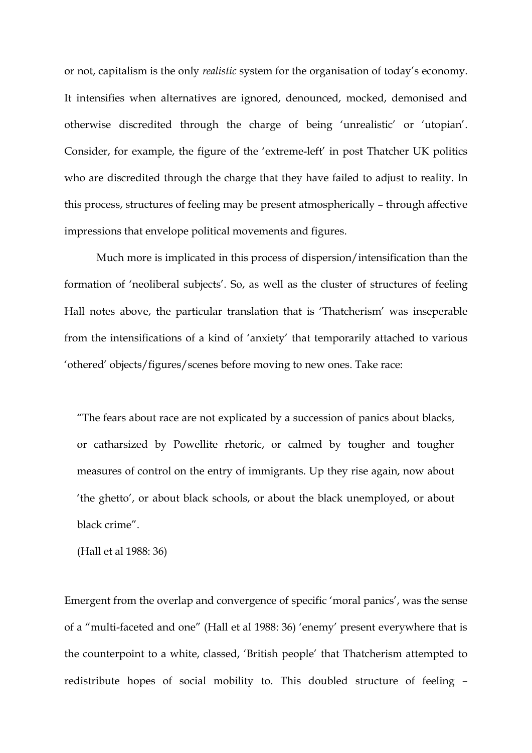or not, capitalism is the only *realistic* system for the organisation of today's economy. It intensifies when alternatives are ignored, denounced, mocked, demonised and otherwise discredited through the charge of being 'unrealistic' or 'utopian'. Consider, for example, the figure of the 'extreme-left' in post Thatcher UK politics who are discredited through the charge that they have failed to adjust to reality. In this process, structures of feeling may be present atmospherically – through affective impressions that envelope political movements and figures.

Much more is implicated in this process of dispersion/intensification than the formation of 'neoliberal subjects'. So, as well as the cluster of structures of feeling Hall notes above, the particular translation that is 'Thatcherism' was inseperable from the intensifications of a kind of 'anxiety' that temporarily attached to various 'othered' objects/figures/scenes before moving to new ones. Take race:

> "The fears about race are not explicated by a succession of panics about blacks, or catharsized by Powellite rhetoric, or calmed by tougher and tougher measures of control on the entry of immigrants. Up they rise again, now about 'the ghetto', or about black schools, or about the black unemployed, or about black crime".
>
> (Hall et al 1988: 36)

Emergent from the overlap and convergence of specific 'moral panics', was the sense of a "multi-faceted and one" (Hall et al 1988: 36) 'enemy' present everywhere that is the counterpoint to a white, classed, 'British people' that Thatcherism attempted to redistribute hopes of social mobility to. This doubled structure of feeling –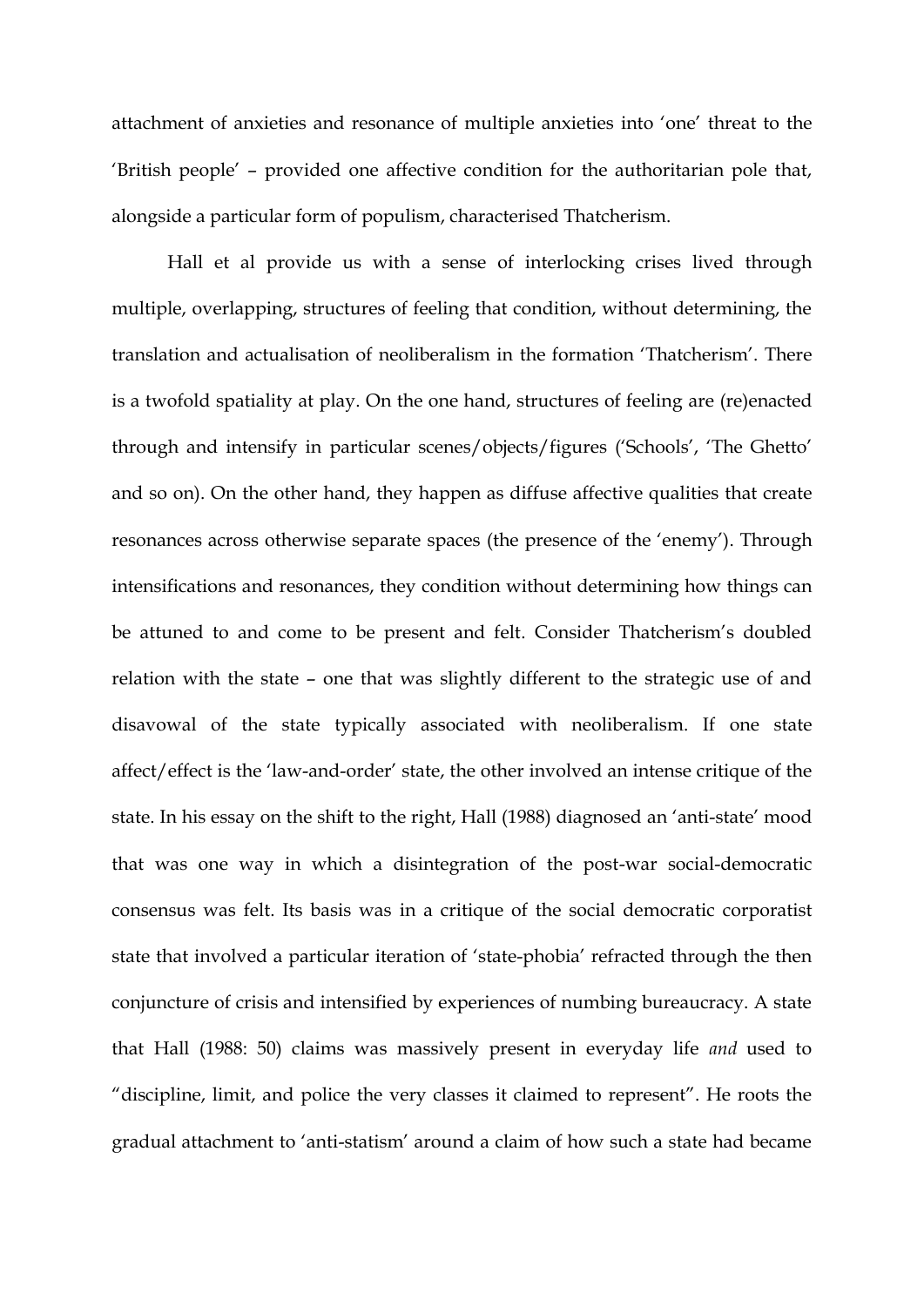attachment of anxieties and resonance of multiple anxieties into 'one' threat to the 'British people' – provided one affective condition for the authoritarian pole that, alongside a particular form of populism, characterised Thatcherism.

Hall et al provide us with a sense of interlocking crises lived through multiple, overlapping, structures of feeling that condition, without determining, the translation and actualisation of neoliberalism in the formation 'Thatcherism'. There is a twofold spatiality at play. On the one hand, structures of feeling are (re)enacted through and intensify in particular scenes/objects/figures ('Schools', 'The Ghetto' and so on). On the other hand, they happen as diffuse affective qualities that create resonances across otherwise separate spaces (the presence of the 'enemy'). Through intensifications and resonances, they condition without determining how things can be attuned to and come to be present and felt. Consider Thatcherism's doubled relation with the state – one that was slightly different to the strategic use of and disavowal of the state typically associated with neoliberalism. If one state affect/effect is the 'law-and-order' state, the other involved an intense critique of the state. In his essay on the shift to the right, Hall (1988) diagnosed an 'anti-state' mood that was one way in which a disintegration of the post-war social-democratic consensus was felt. Its basis was in a critique of the social democratic corporatist state that involved a particular iteration of 'state-phobia' refracted through the then conjuncture of crisis and intensified by experiences of numbing bureaucracy. A state that Hall (1988: 50) claims was massively present in everyday life *and* used to "discipline, limit, and police the very classes it claimed to represent". He roots the gradual attachment to 'anti-statism' around a claim of how such a state had became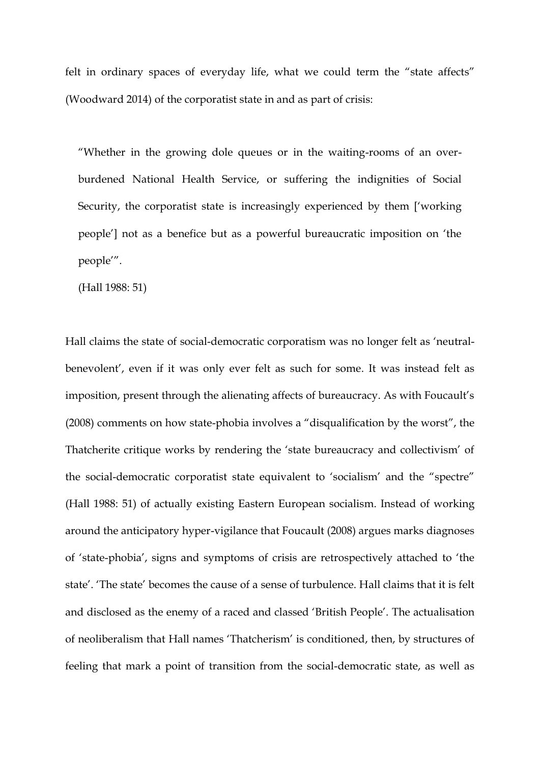felt in ordinary spaces of everyday life, what we could term the "state affects" (Woodward 2014) of the corporatist state in and as part of crisis:

> "Whether in the growing dole queues or in the waiting-rooms of an over-burdened National Health Service, or suffering the indignities of Social Security, the corporatist state is increasingly experienced by them ['working people'] not as a benefice but as a powerful bureaucratic imposition on 'the people'".
>
> (Hall 1988: 51)

Hall claims the state of social-democratic corporatism was no longer felt as 'neutral-benevolent', even if it was only ever felt as such for some. It was instead felt as imposition, present through the alienating affects of bureaucracy. As with Foucault's (2008) comments on how state-phobia involves a "disqualification by the worst", the Thatcherite critique works by rendering the 'state bureaucracy and collectivism' of the social-democratic corporatist state equivalent to 'socialism' and the "spectre" (Hall 1988: 51) of actually existing Eastern European socialism. Instead of working around the anticipatory hyper-vigilance that Foucault (2008) argues marks diagnoses of 'state-phobia', signs and symptoms of crisis are retrospectively attached to 'the state'. 'The state' becomes the cause of a sense of turbulence. Hall claims that it is felt and disclosed as the enemy of a raced and classed 'British People'. The actualisation of neoliberalism that Hall names 'Thatcherism' is conditioned, then, by structures of feeling that mark a point of transition from the social-democratic state, as well as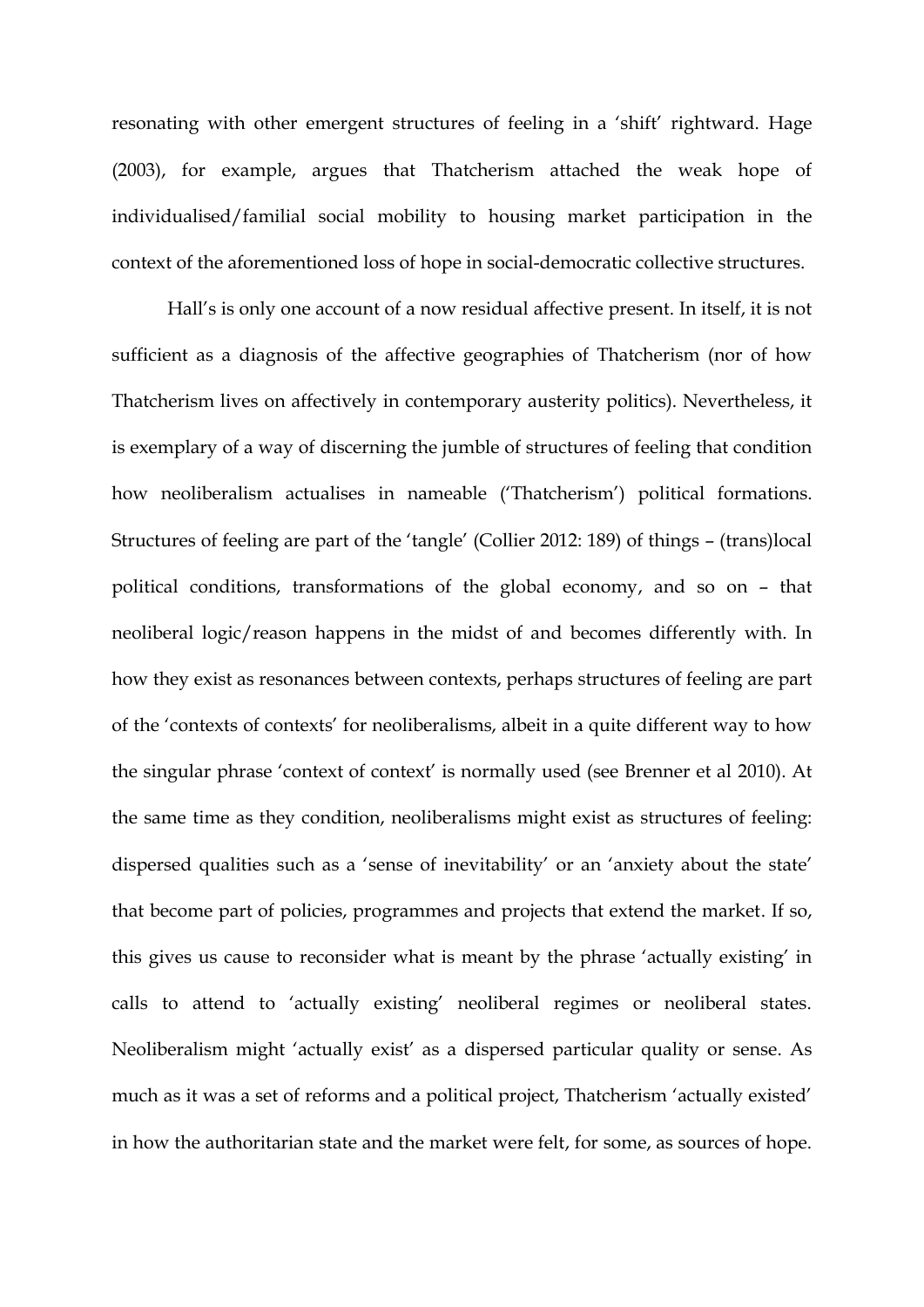resonating with other emergent structures of feeling in a 'shift' rightward. Hage (2003), for example, argues that Thatcherism attached the weak hope of individualised/familial social mobility to housing market participation in the context of the aforementioned loss of hope in social-democratic collective structures.

Hall's is only one account of a now residual affective present. In itself, it is not sufficient as a diagnosis of the affective geographies of Thatcherism (nor of how Thatcherism lives on affectively in contemporary austerity politics). Nevertheless, it is exemplary of a way of discerning the jumble of structures of feeling that condition how neoliberalism actualises in nameable ('Thatcherism') political formations. Structures of feeling are part of the 'tangle' (Collier 2012: 189) of things – (trans)local political conditions, transformations of the global economy, and so on – that neoliberal logic/reason happens in the midst of and becomes differently with. In how they exist as resonances between contexts, perhaps structures of feeling are part of the 'contexts of contexts' for neoliberalisms, albeit in a quite different way to how the singular phrase 'context of context' is normally used (see Brenner et al 2010). At the same time as they condition, neoliberalisms might exist as structures of feeling: dispersed qualities such as a 'sense of inevitability' or an 'anxiety about the state' that become part of policies, programmes and projects that extend the market. If so, this gives us cause to reconsider what is meant by the phrase 'actually existing' in calls to attend to 'actually existing' neoliberal regimes or neoliberal states. Neoliberalism might 'actually exist' as a dispersed particular quality or sense. As much as it was a set of reforms and a political project, Thatcherism 'actually existed' in how the authoritarian state and the market were felt, for some, as sources of hope.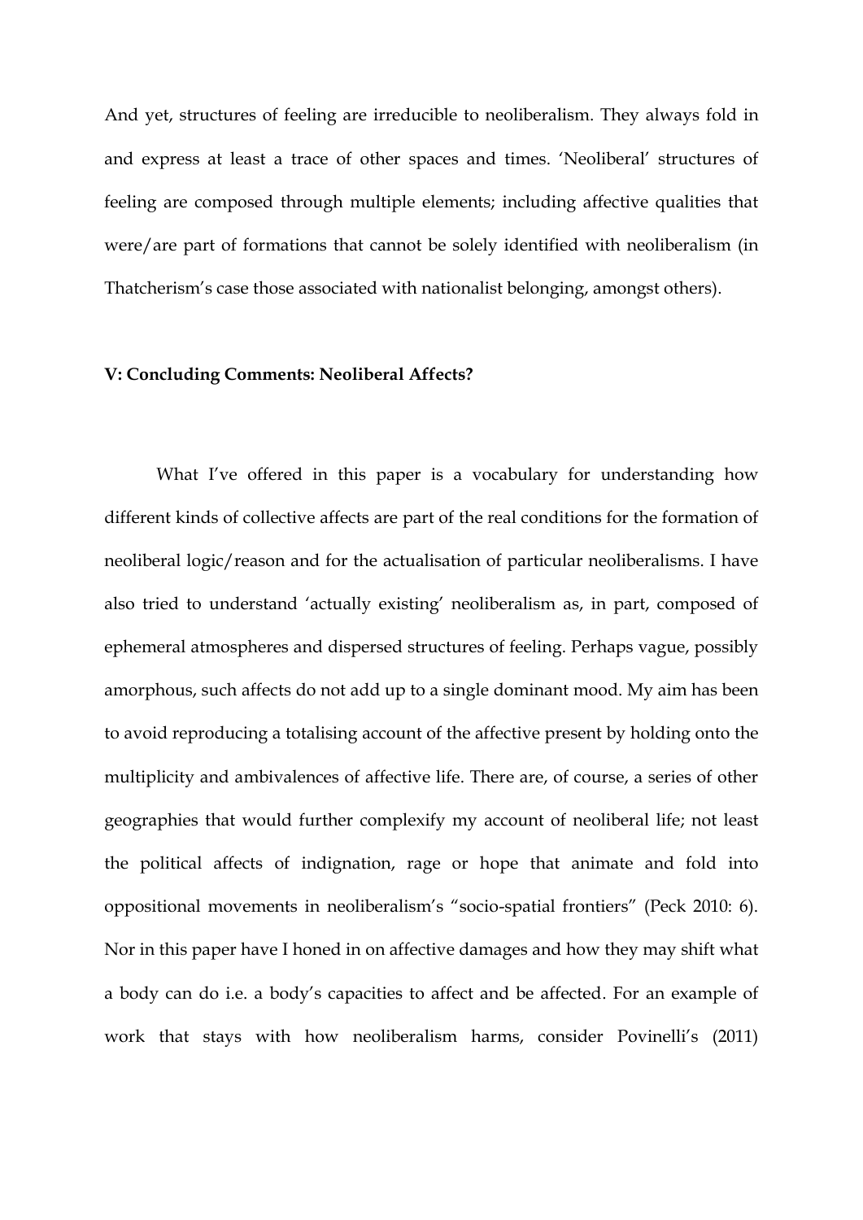And yet, structures of feeling are irreducible to neoliberalism. They always fold in and express at least a trace of other spaces and times. 'Neoliberal' structures of feeling are composed through multiple elements; including affective qualities that were/are part of formations that cannot be solely identified with neoliberalism (in Thatcherism's case those associated with nationalist belonging, amongst others).

## V: Concluding Comments: Neoliberal Affects?

What I've offered in this paper is a vocabulary for understanding how different kinds of collective affects are part of the real conditions for the formation of neoliberal logic/reason and for the actualisation of particular neoliberalisms. I have also tried to understand 'actually existing' neoliberalism as, in part, composed of ephemeral atmospheres and dispersed structures of feeling. Perhaps vague, possibly amorphous, such affects do not add up to a single dominant mood. My aim has been to avoid reproducing a totalising account of the affective present by holding onto the multiplicity and ambivalences of affective life. There are, of course, a series of other geographies that would further complexify my account of neoliberal life; not least the political affects of indignation, rage or hope that animate and fold into oppositional movements in neoliberalism's "socio-spatial frontiers" (Peck 2010: 6). Nor in this paper have I honed in on affective damages and how they may shift what a body can do i.e. a body's capacities to affect and be affected. For an example of work that stays with how neoliberalism harms, consider Povinelli's (2011)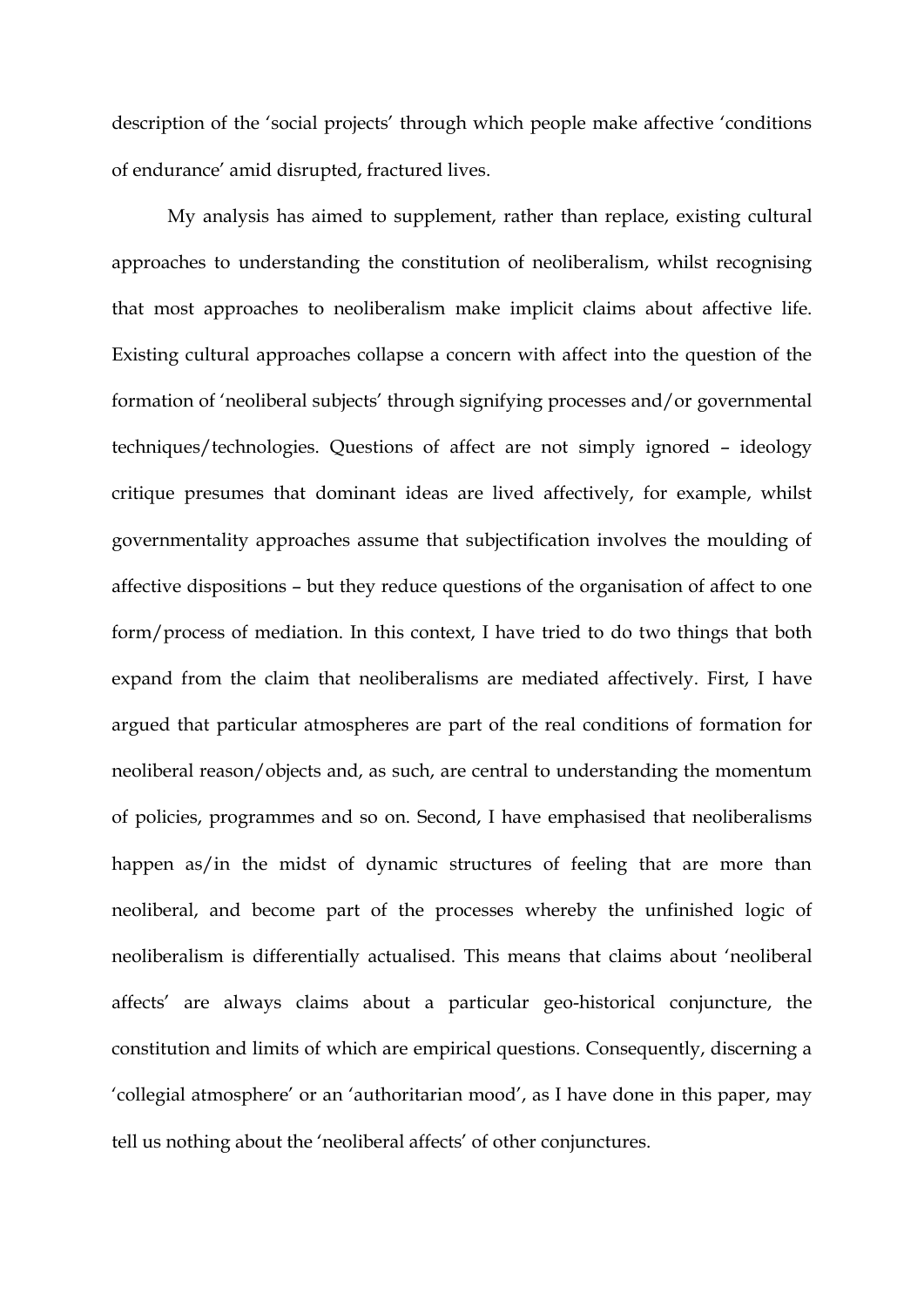description of the 'social projects' through which people make affective 'conditions of endurance' amid disrupted, fractured lives.

My analysis has aimed to supplement, rather than replace, existing cultural approaches to understanding the constitution of neoliberalism, whilst recognising that most approaches to neoliberalism make implicit claims about affective life. Existing cultural approaches collapse a concern with affect into the question of the formation of 'neoliberal subjects' through signifying processes and/or governmental techniques/technologies. Questions of affect are not simply ignored – ideology critique presumes that dominant ideas are lived affectively, for example, whilst governmentality approaches assume that subjectification involves the moulding of affective dispositions – but they reduce questions of the organisation of affect to one form/process of mediation. In this context, I have tried to do two things that both expand from the claim that neoliberalisms are mediated affectively. First, I have argued that particular atmospheres are part of the real conditions of formation for neoliberal reason/objects and, as such, are central to understanding the momentum of policies, programmes and so on. Second, I have emphasised that neoliberalisms happen as/in the midst of dynamic structures of feeling that are more than neoliberal, and become part of the processes whereby the unfinished logic of neoliberalism is differentially actualised. This means that claims about 'neoliberal affects' are always claims about a particular geo-historical conjuncture, the constitution and limits of which are empirical questions. Consequently, discerning a 'collegial atmosphere' or an 'authoritarian mood', as I have done in this paper, may tell us nothing about the 'neoliberal affects' of other conjunctures.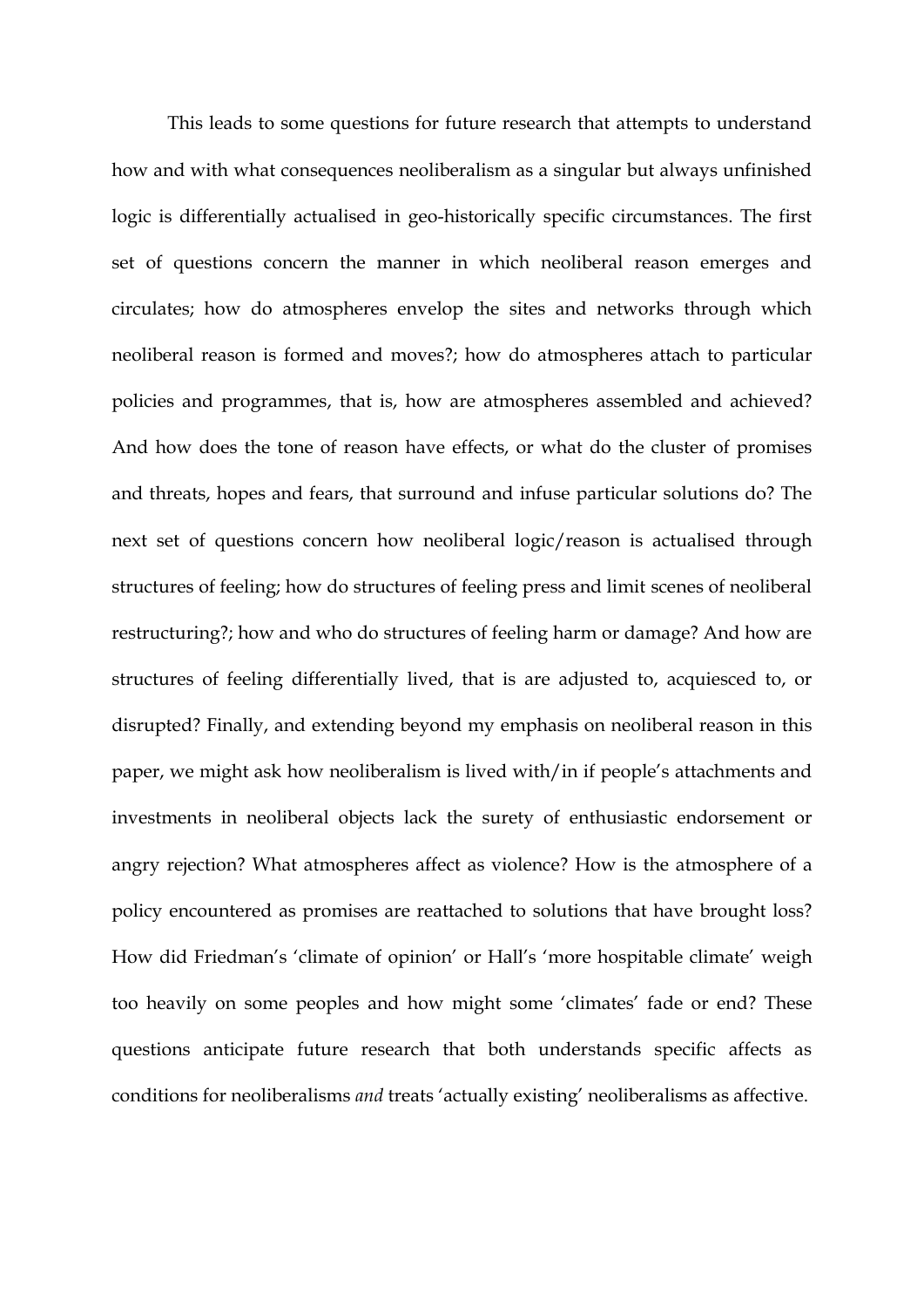This leads to some questions for future research that attempts to understand how and with what consequences neoliberalism as a singular but always unfinished logic is differentially actualised in geo-historically specific circumstances. The first set of questions concern the manner in which neoliberal reason emerges and circulates; how do atmospheres envelop the sites and networks through which neoliberal reason is formed and moves?; how do atmospheres attach to particular policies and programmes, that is, how are atmospheres assembled and achieved? And how does the tone of reason have effects, or what do the cluster of promises and threats, hopes and fears, that surround and infuse particular solutions do? The next set of questions concern how neoliberal logic/reason is actualised through structures of feeling; how do structures of feeling press and limit scenes of neoliberal restructuring?; how and who do structures of feeling harm or damage? And how are structures of feeling differentially lived, that is are adjusted to, acquiesced to, or disrupted? Finally, and extending beyond my emphasis on neoliberal reason in this paper, we might ask how neoliberalism is lived with/in if people's attachments and investments in neoliberal objects lack the surety of enthusiastic endorsement or angry rejection? What atmospheres affect as violence? How is the atmosphere of a policy encountered as promises are reattached to solutions that have brought loss? How did Friedman's 'climate of opinion' or Hall's 'more hospitable climate' weigh too heavily on some peoples and how might some 'climates' fade or end? These questions anticipate future research that both understands specific affects as conditions for neoliberalisms *and* treats 'actually existing' neoliberalisms as affective.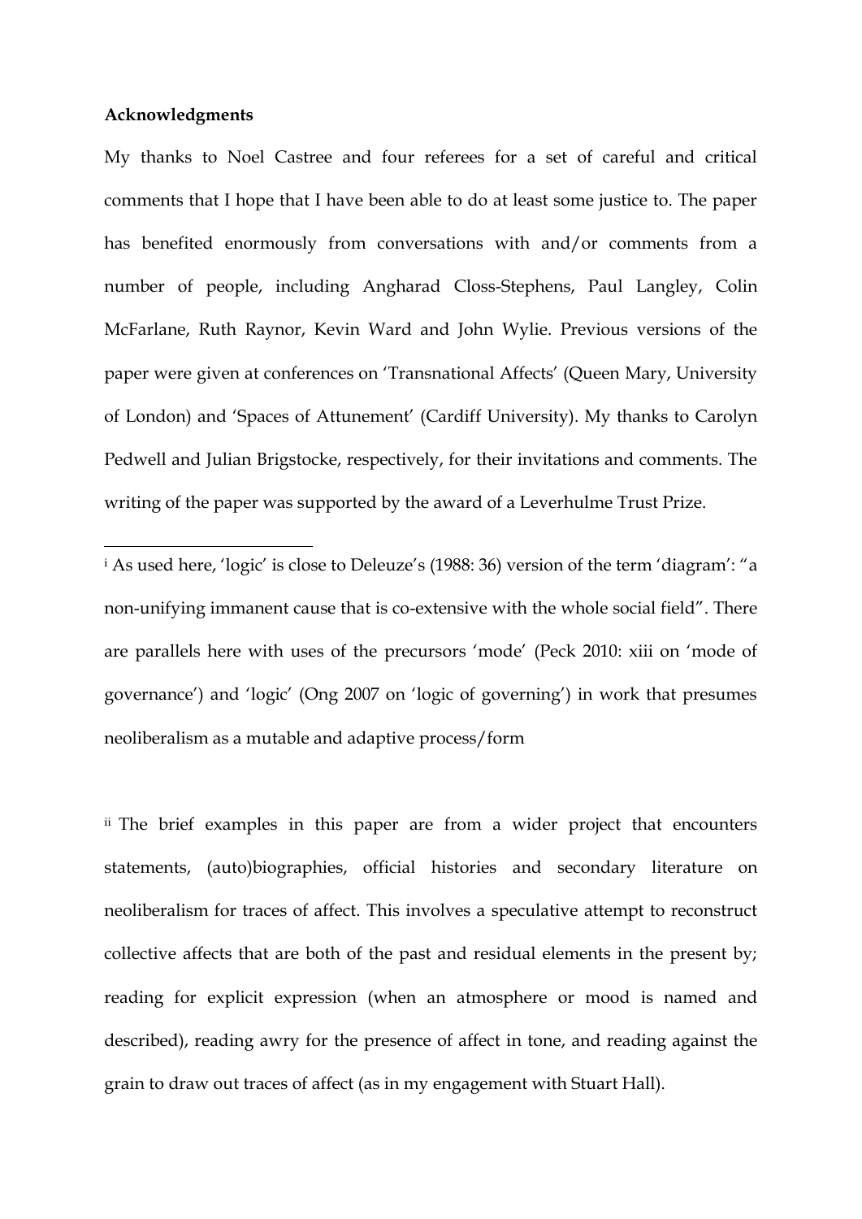**Acknowledgments**

My thanks to Noel Castree and four referees for a set of careful and critical comments that I hope that I have been able to do at least some justice to. The paper has benefited enormously from conversations with and/or comments from a number of people, including Angharad Closs-Stephens, Paul Langley, Colin McFarlane, Ruth Raynor, Kevin Ward and John Wylie. Previous versions of the paper were given at conferences on 'Transnational Affects' (Queen Mary, University of London) and 'Spaces of Attunement' (Cardiff University). My thanks to Carolyn Pedwell and Julian Brigstocke, respectively, for their invitations and comments. The writing of the paper was supported by the award of a Leverhulme Trust Prize.

---

[i] As used here, 'logic' is close to Deleuze's (1988: 36) version of the term 'diagram': "a non-unifying immanent cause that is co-extensive with the whole social field". There are parallels here with uses of the precursors 'mode' (Peck 2010: xiii on 'mode of governance') and 'logic' (Ong 2007 on 'logic of governing') in work that presumes neoliberalism as a mutable and adaptive process/form

[ii] The brief examples in this paper are from a wider project that encounters statements, (auto)biographies, official histories and secondary literature on neoliberalism for traces of affect. This involves a speculative attempt to reconstruct collective affects that are both of the past and residual elements in the present by; reading for explicit expression (when an atmosphere or mood is named and described), reading awry for the presence of affect in tone, and reading against the grain to draw out traces of affect (as in my engagement with Stuart Hall).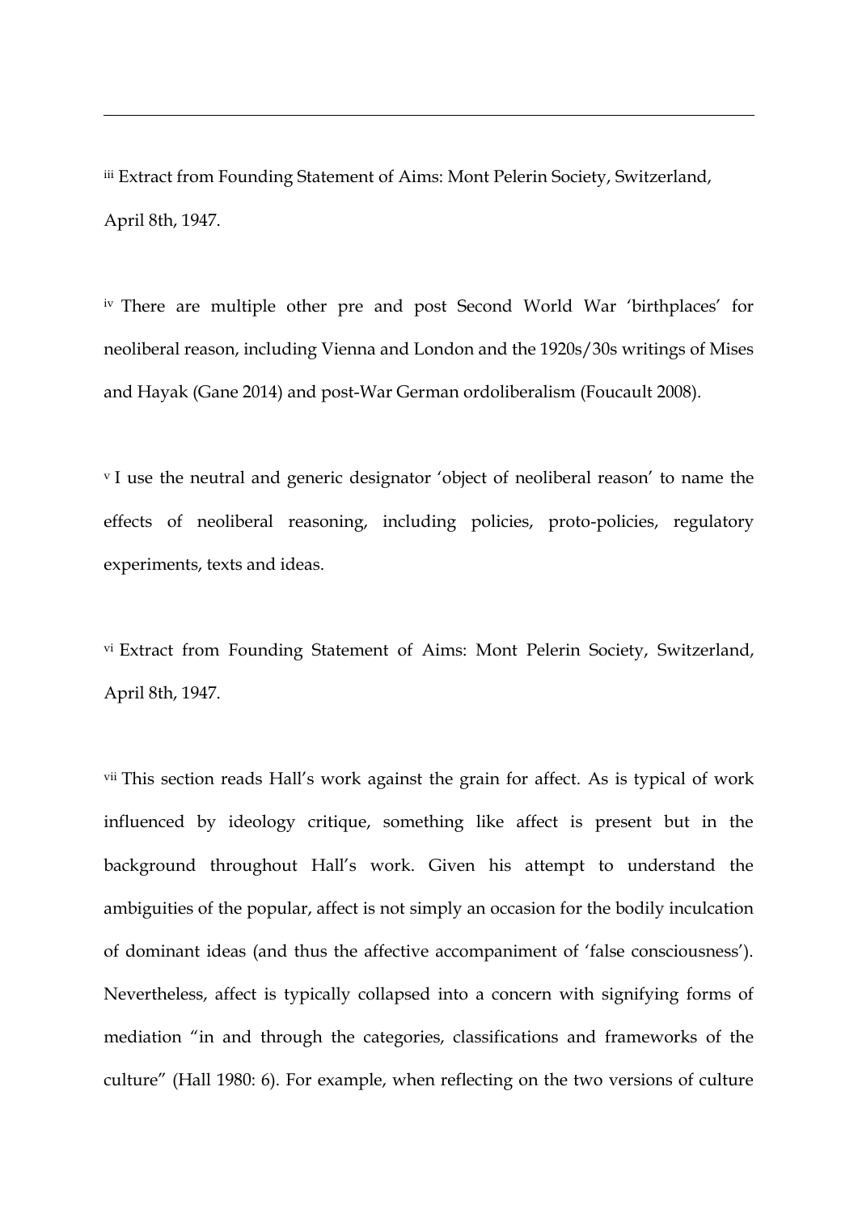---

[iii] Extract from Founding Statement of Aims: Mont Pelerin Society, Switzerland, April 8th, 1947.

[iv] There are multiple other pre and post Second World War 'birthplaces' for neoliberal reason, including Vienna and London and the 1920s/30s writings of Mises and Hayak (Gane 2014) and post-War German ordoliberalism (Foucault 2008).

[v] I use the neutral and generic designator 'object of neoliberal reason' to name the effects of neoliberal reasoning, including policies, proto-policies, regulatory experiments, texts and ideas.

[vi] Extract from Founding Statement of Aims: Mont Pelerin Society, Switzerland, April 8th, 1947.

[vii] This section reads Hall's work against the grain for affect. As is typical of work influenced by ideology critique, something like affect is present but in the background throughout Hall's work. Given his attempt to understand the ambiguities of the popular, affect is not simply an occasion for the bodily inculcation of dominant ideas (and thus the affective accompaniment of 'false consciousness'). Nevertheless, affect is typically collapsed into a concern with signifying forms of mediation "in and through the categories, classifications and frameworks of the culture" (Hall 1980: 6). For example, when reflecting on the two versions of culture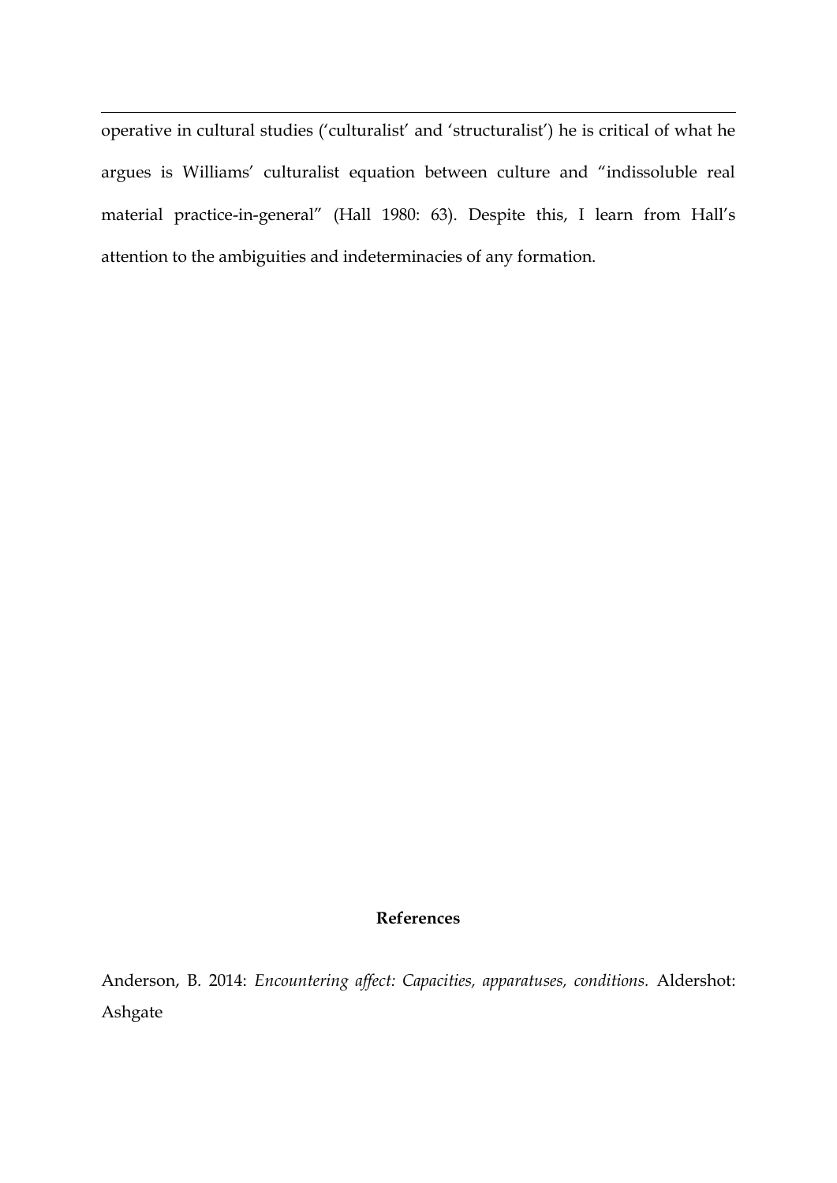operative in cultural studies ('culturalist' and 'structuralist') he is critical of what he argues is Williams' culturalist equation between culture and "indissoluble real material practice-in-general" (Hall 1980: 63). Despite this, I learn from Hall's attention to the ambiguities and indeterminacies of any formation.

## References

Anderson, B. 2014: *Encountering affect: Capacities, apparatuses, conditions.* Aldershot: Ashgate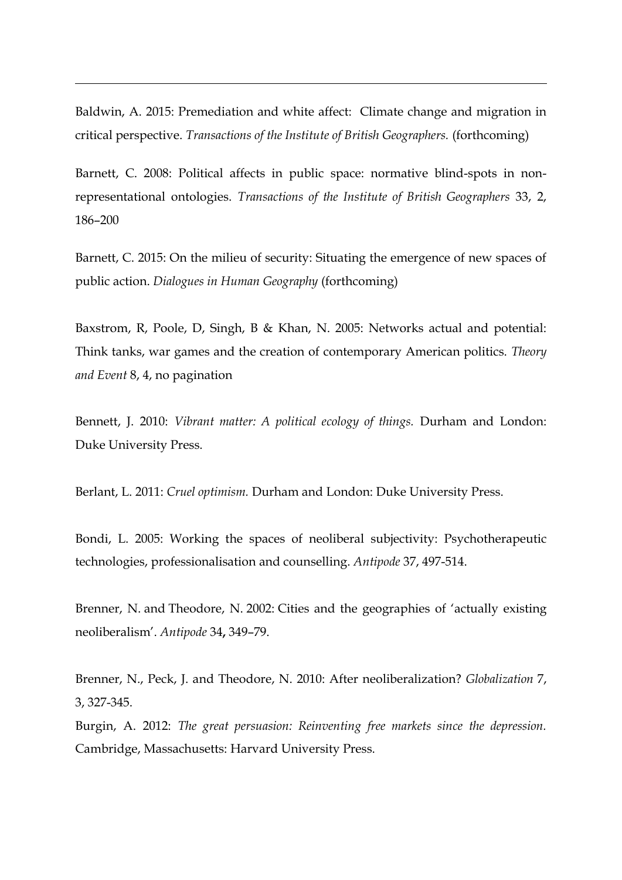Baldwin, A. 2015: Premediation and white affect: Climate change and migration in critical perspective. *Transactions of the Institute of British Geographers.* (forthcoming)

Barnett, C. 2008: Political affects in public space: normative blind-spots in non-representational ontologies. *Transactions of the Institute of British Geographers* 33, 2, 186–200

Barnett, C. 2015: On the milieu of security: Situating the emergence of new spaces of public action. *Dialogues in Human Geography* (forthcoming)

Baxstrom, R, Poole, D, Singh, B & Khan, N. 2005: Networks actual and potential: Think tanks, war games and the creation of contemporary American politics. *Theory and Event* 8, 4, no pagination

Bennett, J. 2010: *Vibrant matter: A political ecology of things.* Durham and London: Duke University Press.

Berlant, L. 2011: *Cruel optimism.* Durham and London: Duke University Press.

Bondi, L. 2005: Working the spaces of neoliberal subjectivity: Psychotherapeutic technologies, professionalisation and counselling. *Antipode* 37, 497-514.

Brenner, N. and Theodore, N. 2002: Cities and the geographies of 'actually existing neoliberalism'. *Antipode* 34**,** 349–79.

Brenner, N., Peck, J. and Theodore, N. 2010: After neoliberalization? *Globalization* 7, 3, 327-345.

Burgin, A. 2012: *The great persuasion: Reinventing free markets since the depression.* Cambridge, Massachusetts: Harvard University Press.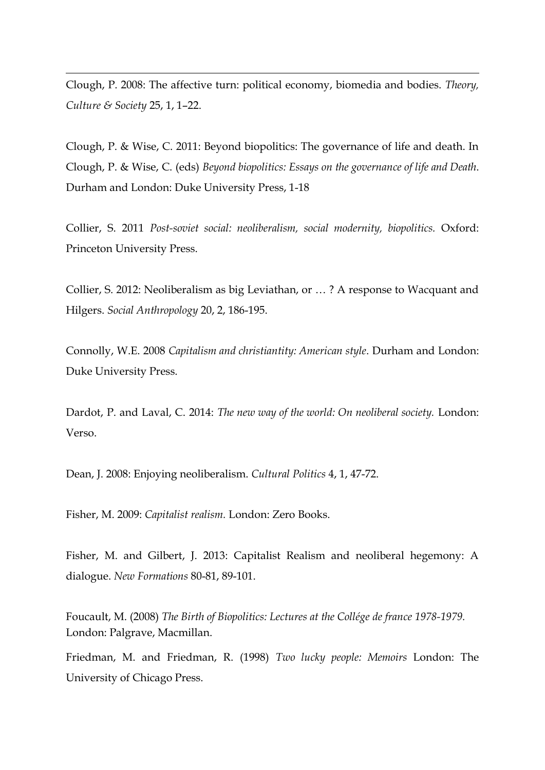Clough, P. 2008: The affective turn: political economy, biomedia and bodies. *Theory, Culture & Society* 25, 1, 1–22.

Clough, P. & Wise, C. 2011: Beyond biopolitics: The governance of life and death. In Clough, P. & Wise, C. (eds) *Beyond biopolitics: Essays on the governance of life and Death*. Durham and London: Duke University Press, 1-18

Collier, S. 2011 *Post-soviet social: neoliberalism, social modernity, biopolitics.* Oxford: Princeton University Press.

Collier, S. 2012: Neoliberalism as big Leviathan, or … ? A response to Wacquant and Hilgers. *Social Anthropology* 20, 2, 186-195.

Connolly, W.E. 2008 *Capitalism and christiantity: American style*. Durham and London: Duke University Press.

Dardot, P. and Laval, C. 2014: *The new way of the world: On neoliberal society.* London: Verso.

Dean, J. 2008: Enjoying neoliberalism. *Cultural Politics* 4, 1, 47-72.

Fisher, M. 2009: *Capitalist realism.* London: Zero Books.

Fisher, M. and Gilbert, J. 2013: Capitalist Realism and neoliberal hegemony: A dialogue. *New Formations* 80-81, 89-101.

Foucault, M. (2008) *The Birth of Biopolitics: Lectures at the Collége de france 1978-1979.* London: Palgrave, Macmillan.

Friedman, M. and Friedman, R. (1998) *Two lucky people: Memoirs* London: The University of Chicago Press.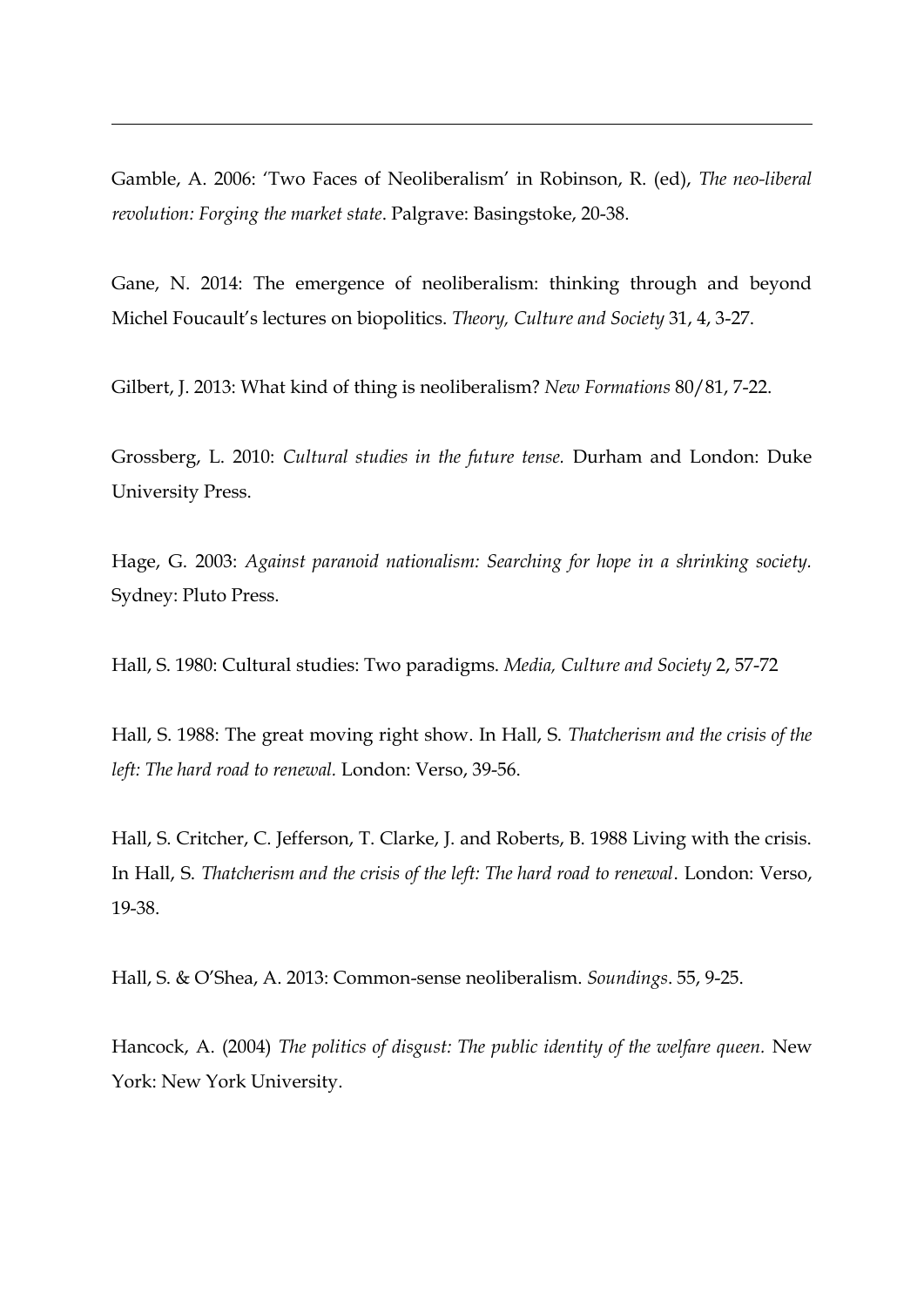Gamble, A. 2006: 'Two Faces of Neoliberalism' in Robinson, R. (ed), *The neo-liberal revolution: Forging the market state*. Palgrave: Basingstoke, 20-38.

Gane, N. 2014: The emergence of neoliberalism: thinking through and beyond Michel Foucault's lectures on biopolitics. *Theory, Culture and Society* 31, 4, 3-27.

Gilbert, J. 2013: What kind of thing is neoliberalism? *New Formations* 80/81, 7-22.

Grossberg, L. 2010: *Cultural studies in the future tense.* Durham and London: Duke University Press.

Hage, G. 2003: *Against paranoid nationalism: Searching for hope in a shrinking society.* Sydney: Pluto Press.

Hall, S. 1980: Cultural studies: Two paradigms. *Media, Culture and Society* 2, 57-72

Hall, S. 1988: The great moving right show. In Hall, S. *Thatcherism and the crisis of the left: The hard road to renewal.* London: Verso, 39-56.

Hall, S. Critcher, C. Jefferson, T. Clarke, J. and Roberts, B. 1988 Living with the crisis. In Hall, S. *Thatcherism and the crisis of the left: The hard road to renewal*. London: Verso, 19-38.

Hall, S. & O'Shea, A. 2013: Common-sense neoliberalism. *Soundings*. 55, 9-25.

Hancock, A. (2004) *The politics of disgust: The public identity of the welfare queen.* New York: New York University.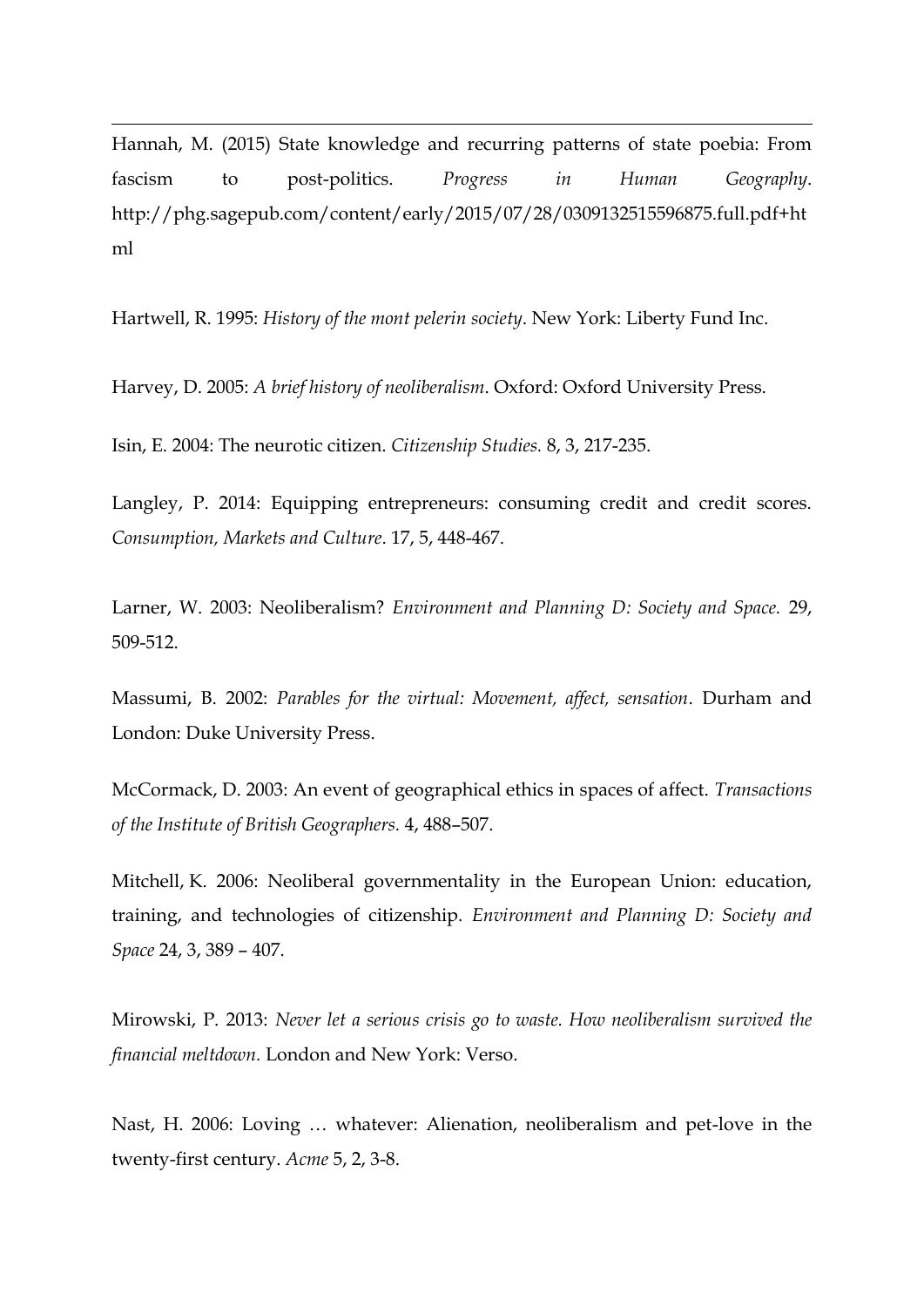Hannah, M. (2015) State knowledge and recurring patterns of state poebia: From fascism to post-politics. *Progress in Human Geography*. http://phg.sagepub.com/content/early/2015/07/28/0309132515596875.full.pdf+html

Hartwell, R. 1995: *History of the mont pelerin society*. New York: Liberty Fund Inc.

Harvey, D. 2005: *A brief history of neoliberalism*. Oxford: Oxford University Press.

Isin, E. 2004: The neurotic citizen. *Citizenship Studies.* 8, 3, 217-235.

Langley, P. 2014: Equipping entrepreneurs: consuming credit and credit scores. *Consumption, Markets and Culture*. 17, 5, 448-467.

Larner, W. 2003: Neoliberalism? *Environment and Planning D: Society and Space.* 29, 509-512.

Massumi, B. 2002: *Parables for the virtual: Movement, affect, sensation*. Durham and London: Duke University Press.

McCormack, D. 2003: An event of geographical ethics in spaces of affect. *Transactions of the Institute of British Geographers.* 4, 488–507.

Mitchell, K. 2006: Neoliberal governmentality in the European Union: education, training, and technologies of citizenship. *Environment and Planning D: Society and Space* 24, 3, 389 – 407.

Mirowski, P. 2013: *Never let a serious crisis go to waste. How neoliberalism survived the financial meltdown.* London and New York: Verso.

Nast, H. 2006: Loving … whatever: Alienation, neoliberalism and pet-love in the twenty-first century. *Acme* 5, 2, 3-8.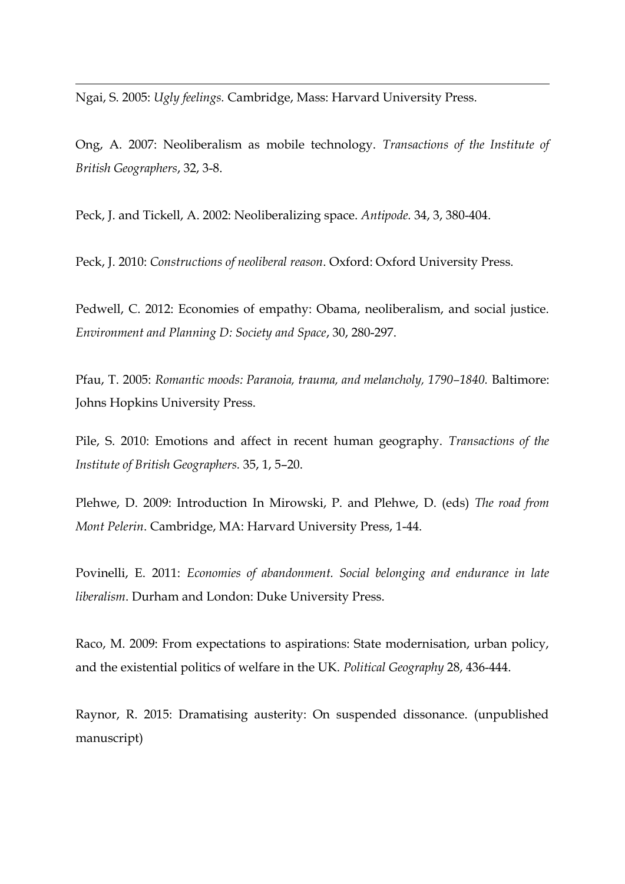Ngai, S. 2005: *Ugly feelings.* Cambridge, Mass: Harvard University Press.

Ong, A. 2007: Neoliberalism as mobile technology. *Transactions of the Institute of British Geographers*, 32, 3-8.

Peck, J. and Tickell, A. 2002: Neoliberalizing space. *Antipode.* 34, 3, 380-404.

Peck, J. 2010: *Constructions of neoliberal reason*. Oxford: Oxford University Press.

Pedwell, C. 2012: Economies of empathy: Obama, neoliberalism, and social justice. *Environment and Planning D: Society and Space*, 30, 280-297.

Pfau, T. 2005: *Romantic moods: Paranoia, trauma, and melancholy, 1790–1840.* Baltimore: Johns Hopkins University Press.

Pile, S. 2010: Emotions and affect in recent human geography. *Transactions of the Institute of British Geographers.* 35, 1, 5–20.

Plehwe, D. 2009: Introduction In Mirowski, P. and Plehwe, D. (eds) *The road from Mont Pelerin*. Cambridge, MA: Harvard University Press, 1-44.

Povinelli, E. 2011: *Economies of abandonment. Social belonging and endurance in late liberalism*. Durham and London: Duke University Press.

Raco, M. 2009: From expectations to aspirations: State modernisation, urban policy, and the existential politics of welfare in the UK. *Political Geography* 28, 436-444.

Raynor, R. 2015: Dramatising austerity: On suspended dissonance. (unpublished manuscript)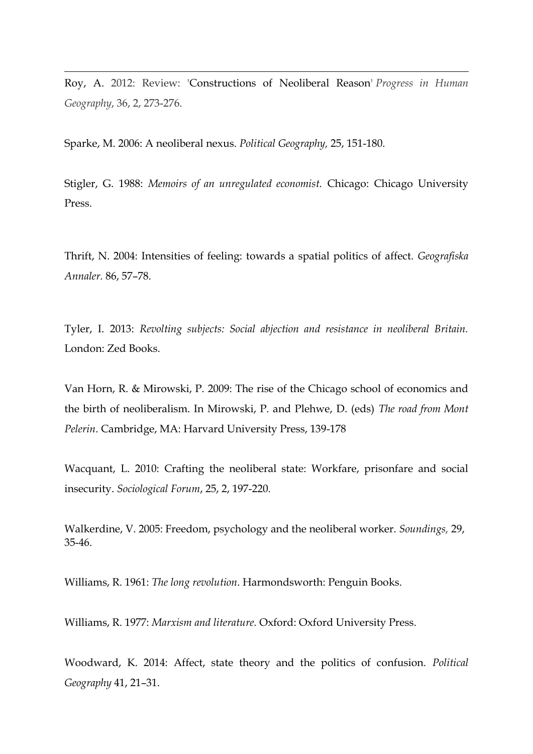Roy, A. 2012: Review: 'Constructions of Neoliberal Reason' *Progress in Human Geography*, 36, 2, 273-276.

Sparke, M. 2006: A neoliberal nexus. *Political Geography,* 25, 151-180.

Stigler, G. 1988: *Memoirs of an unregulated economist.* Chicago: Chicago University Press.

Thrift, N. 2004: Intensities of feeling: towards a spatial politics of affect. *Geografiska Annaler.* 86, 57–78.

Tyler, I. 2013: *Revolting subjects: Social abjection and resistance in neoliberal Britain*. London: Zed Books.

Van Horn, R. & Mirowski, P. 2009: The rise of the Chicago school of economics and the birth of neoliberalism. In Mirowski, P. and Plehwe, D. (eds) *The road from Mont Pelerin*. Cambridge, MA: Harvard University Press, 139-178

Wacquant, L. 2010: Crafting the neoliberal state: Workfare, prisonfare and social insecurity. *Sociological Forum*, 25, 2, 197-220.

Walkerdine, V. 2005: Freedom, psychology and the neoliberal worker. *Soundings,* 29, 35-46.

Williams, R. 1961: *The long revolution*. Harmondsworth: Penguin Books.

Williams, R. 1977: *Marxism and literature.* Oxford: Oxford University Press.

Woodward, K. 2014: Affect, state theory and the politics of confusion. *Political Geography* 41, 21–31.